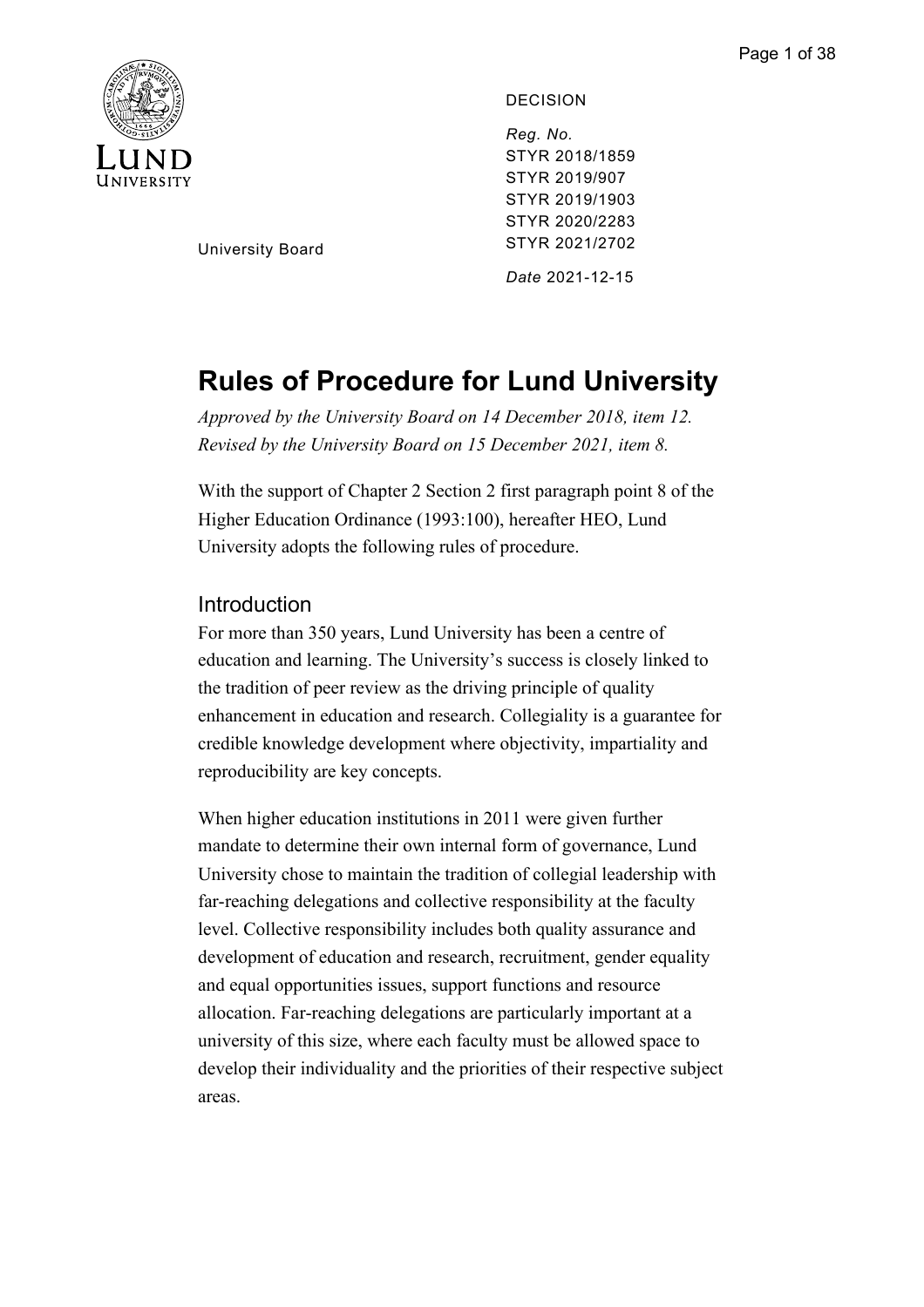University Board

DECISION

*Reg. No.*
STYR 2018/1859
STYR 2019/907
STYR 2019/1903
STYR 2020/2283
STYR 2021/2702

*Date* 2021-12-15

# Rules of Procedure for Lund University

*Approved by the University Board on 14 December 2018, item 12.*
*Revised by the University Board on 15 December 2021, item 8.*

With the support of Chapter 2 Section 2 first paragraph point 8 of the Higher Education Ordinance (1993:100), hereafter HEO, Lund University adopts the following rules of procedure.

## Introduction

For more than 350 years, Lund University has been a centre of education and learning. The University's success is closely linked to the tradition of peer review as the driving principle of quality enhancement in education and research. Collegiality is a guarantee for credible knowledge development where objectivity, impartiality and reproducibility are key concepts.

When higher education institutions in 2011 were given further mandate to determine their own internal form of governance, Lund University chose to maintain the tradition of collegial leadership with far-reaching delegations and collective responsibility at the faculty level. Collective responsibility includes both quality assurance and development of education and research, recruitment, gender equality and equal opportunities issues, support functions and resource allocation. Far-reaching delegations are particularly important at a university of this size, where each faculty must be allowed space to develop their individuality and the priorities of their respective subject areas.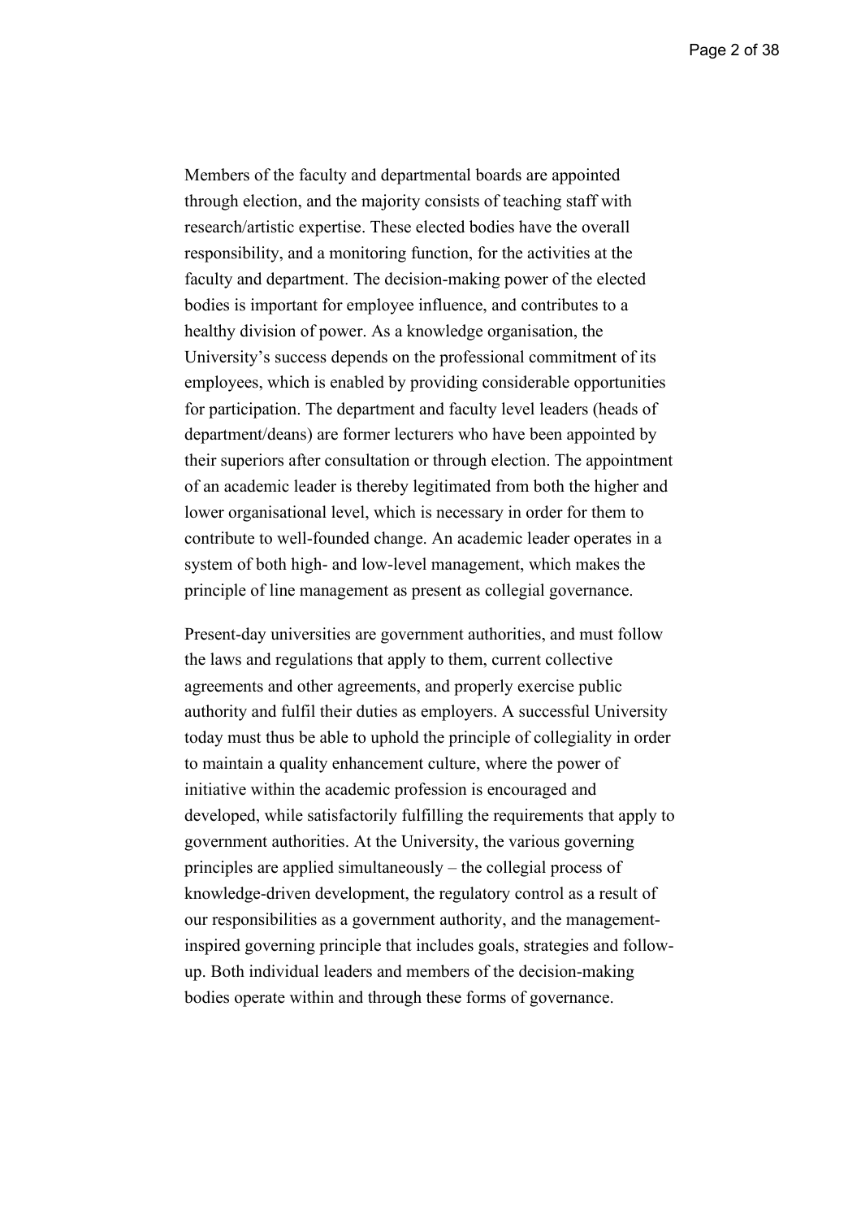Members of the faculty and departmental boards are appointed through election, and the majority consists of teaching staff with research/artistic expertise. These elected bodies have the overall responsibility, and a monitoring function, for the activities at the faculty and department. The decision-making power of the elected bodies is important for employee influence, and contributes to a healthy division of power. As a knowledge organisation, the University's success depends on the professional commitment of its employees, which is enabled by providing considerable opportunities for participation. The department and faculty level leaders (heads of department/deans) are former lecturers who have been appointed by their superiors after consultation or through election. The appointment of an academic leader is thereby legitimated from both the higher and lower organisational level, which is necessary in order for them to contribute to well-founded change. An academic leader operates in a system of both high- and low-level management, which makes the principle of line management as present as collegial governance.

Present-day universities are government authorities, and must follow the laws and regulations that apply to them, current collective agreements and other agreements, and properly exercise public authority and fulfil their duties as employers. A successful University today must thus be able to uphold the principle of collegiality in order to maintain a quality enhancement culture, where the power of initiative within the academic profession is encouraged and developed, while satisfactorily fulfilling the requirements that apply to government authorities. At the University, the various governing principles are applied simultaneously – the collegial process of knowledge-driven development, the regulatory control as a result of our responsibilities as a government authority, and the management-inspired governing principle that includes goals, strategies and follow-up. Both individual leaders and members of the decision-making bodies operate within and through these forms of governance.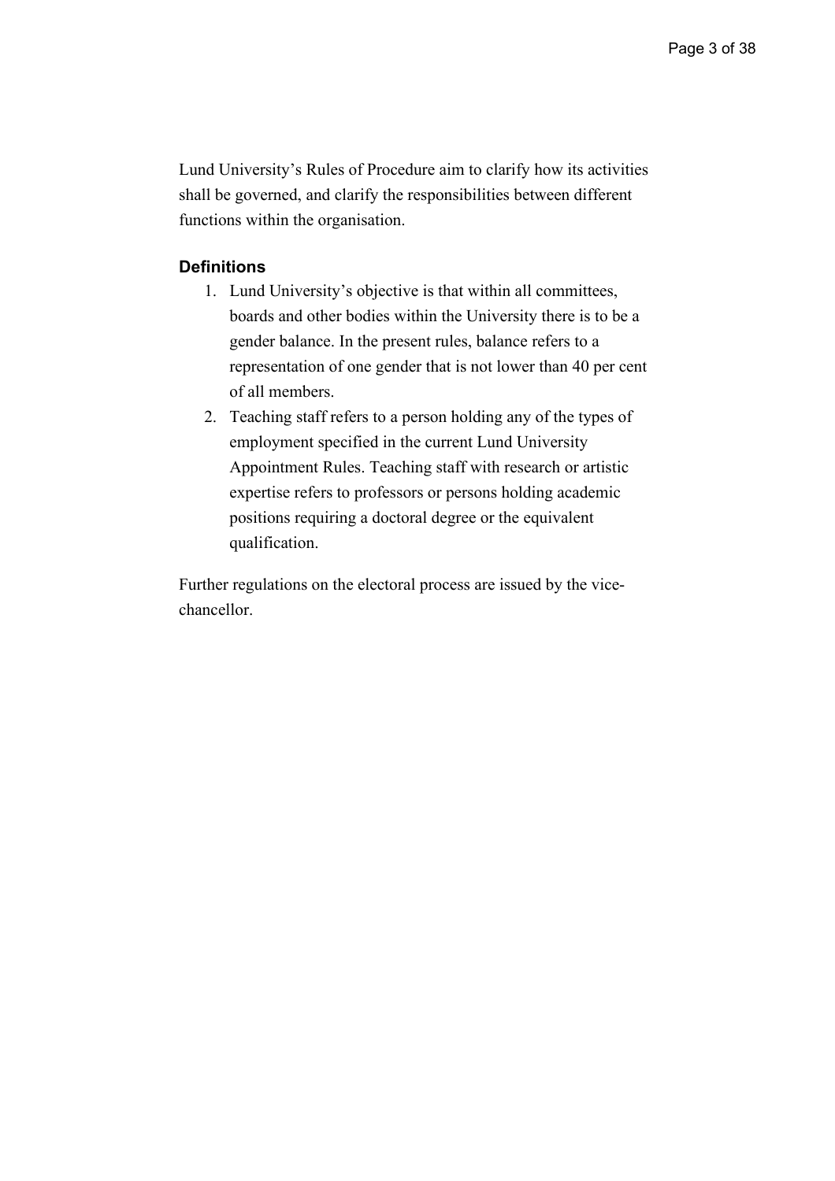Lund University's Rules of Procedure aim to clarify how its activities shall be governed, and clarify the responsibilities between different functions within the organisation.

### Definitions

1. Lund University's objective is that within all committees, boards and other bodies within the University there is to be a gender balance. In the present rules, balance refers to a representation of one gender that is not lower than 40 per cent of all members.
2. Teaching staff refers to a person holding any of the types of employment specified in the current Lund University Appointment Rules. Teaching staff with research or artistic expertise refers to professors or persons holding academic positions requiring a doctoral degree or the equivalent qualification.

Further regulations on the electoral process are issued by the vice-chancellor.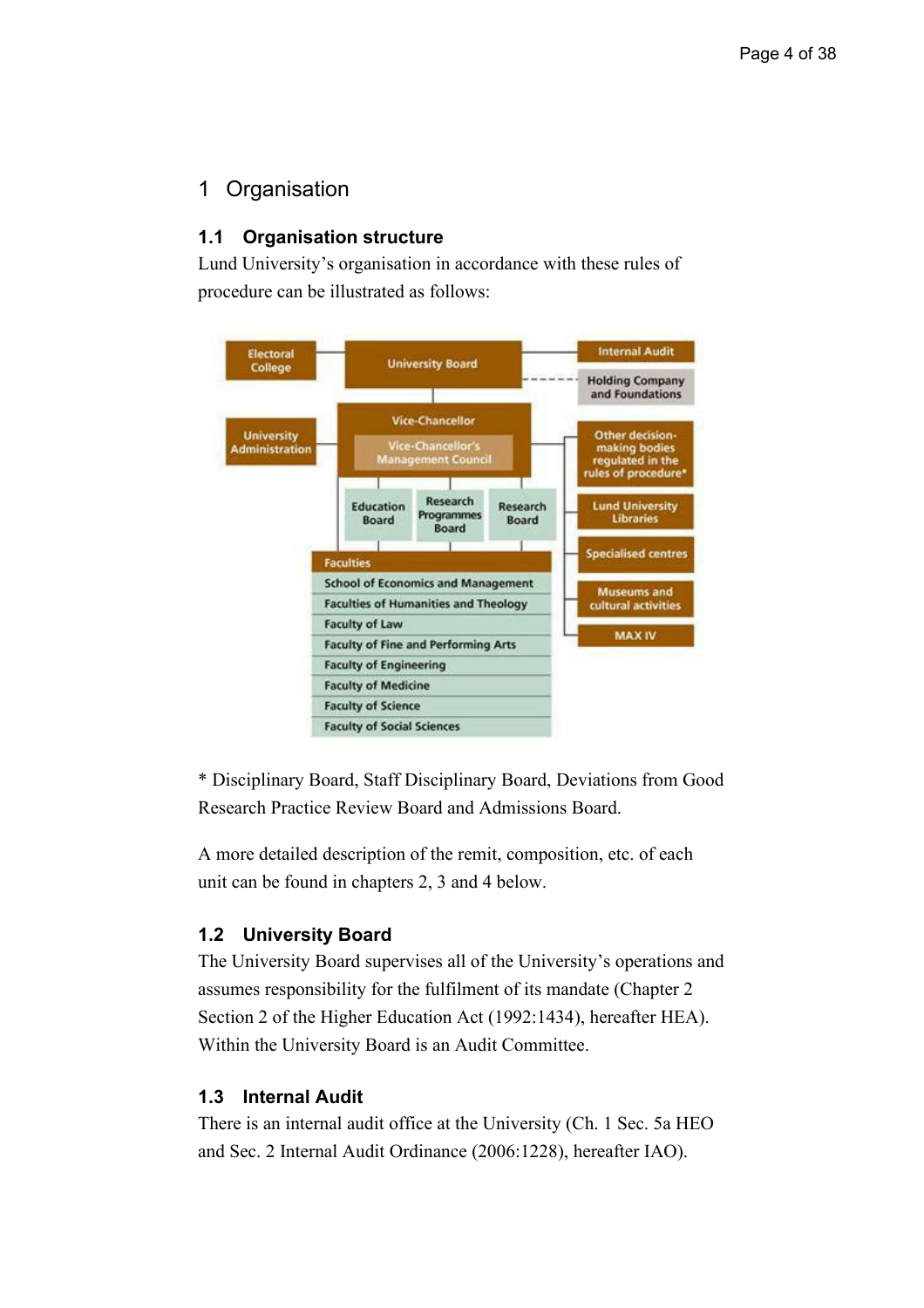# 1 Organisation

## 1.1 Organisation structure

Lund University's organisation in accordance with these rules of procedure can be illustrated as follows:

- Electoral College
- University Board
  - Internal Audit
  - Holding Company and Foundations
- University Administration
- Vice-Chancellor
  - Vice-Chancellor's Management Council
  - Education Board
  - Research Programmes Board
  - Research Board
  - Other decision-making bodies regulated in the rules of procedure*
  - Lund University Libraries
  - Specialised centres
  - Museums and cultural activities
  - MAX IV
- Faculties
  - School of Economics and Management
  - Faculties of Humanities and Theology
  - Faculty of Law
  - Faculty of Fine and Performing Arts
  - Faculty of Engineering
  - Faculty of Medicine
  - Faculty of Science
  - Faculty of Social Sciences

* Disciplinary Board, Staff Disciplinary Board, Deviations from Good Research Practice Review Board and Admissions Board.

A more detailed description of the remit, composition, etc. of each unit can be found in chapters 2, 3 and 4 below.

## 1.2 University Board

The University Board supervises all of the University's operations and assumes responsibility for the fulfilment of its mandate (Chapter 2 Section 2 of the Higher Education Act (1992:1434), hereafter HEA). Within the University Board is an Audit Committee.

## 1.3 Internal Audit

There is an internal audit office at the University (Ch. 1 Sec. 5a HEO and Sec. 2 Internal Audit Ordinance (2006:1228), hereafter IAO).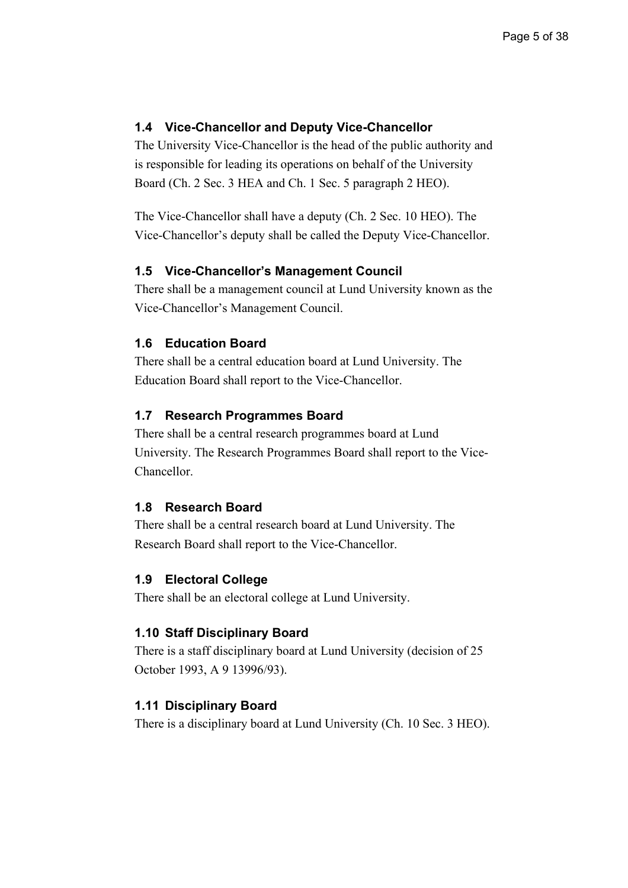### 1.4 Vice-Chancellor and Deputy Vice-Chancellor

The University Vice-Chancellor is the head of the public authority and is responsible for leading its operations on behalf of the University Board (Ch. 2 Sec. 3 HEA and Ch. 1 Sec. 5 paragraph 2 HEO).

The Vice-Chancellor shall have a deputy (Ch. 2 Sec. 10 HEO). The Vice-Chancellor's deputy shall be called the Deputy Vice-Chancellor.

### 1.5 Vice-Chancellor's Management Council

There shall be a management council at Lund University known as the Vice-Chancellor's Management Council.

### 1.6 Education Board

There shall be a central education board at Lund University. The Education Board shall report to the Vice-Chancellor.

### 1.7 Research Programmes Board

There shall be a central research programmes board at Lund University. The Research Programmes Board shall report to the Vice-Chancellor.

### 1.8 Research Board

There shall be a central research board at Lund University. The Research Board shall report to the Vice-Chancellor.

### 1.9 Electoral College

There shall be an electoral college at Lund University.

### 1.10 Staff Disciplinary Board

There is a staff disciplinary board at Lund University (decision of 25 October 1993, A 9 13996/93).

### 1.11 Disciplinary Board

There is a disciplinary board at Lund University (Ch. 10 Sec. 3 HEO).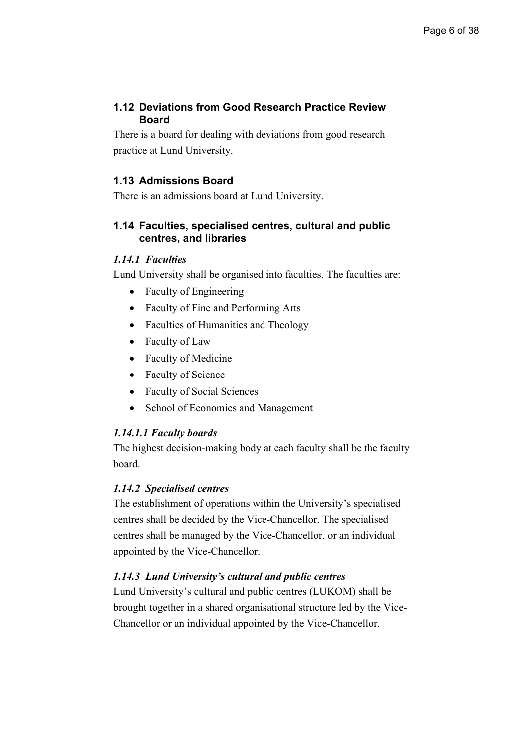## 1.12 Deviations from Good Research Practice Review Board

There is a board for dealing with deviations from good research practice at Lund University.

## 1.13 Admissions Board

There is an admissions board at Lund University.

## 1.14 Faculties, specialised centres, cultural and public centres, and libraries

### *1.14.1 Faculties*

Lund University shall be organised into faculties. The faculties are:

- Faculty of Engineering
- Faculty of Fine and Performing Arts
- Faculties of Humanities and Theology
- Faculty of Law
- Faculty of Medicine
- Faculty of Science
- Faculty of Social Sciences
- School of Economics and Management

#### *1.14.1.1 Faculty boards*

The highest decision-making body at each faculty shall be the faculty board.

### *1.14.2 Specialised centres*

The establishment of operations within the University's specialised centres shall be decided by the Vice-Chancellor. The specialised centres shall be managed by the Vice-Chancellor, or an individual appointed by the Vice-Chancellor.

### *1.14.3 Lund University's cultural and public centres*

Lund University's cultural and public centres (LUKOM) shall be brought together in a shared organisational structure led by the Vice-Chancellor or an individual appointed by the Vice-Chancellor.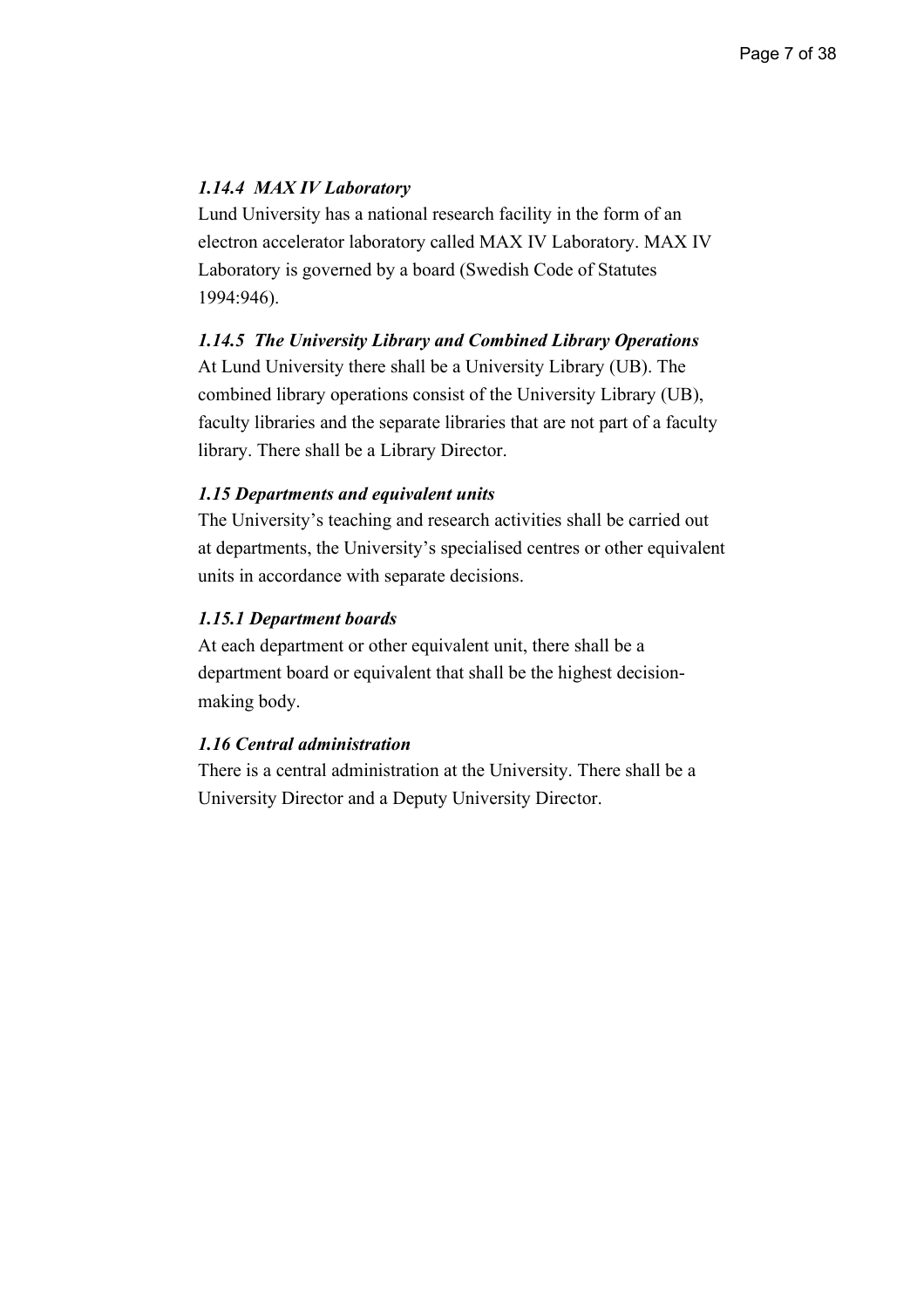### *1.14.4 MAX IV Laboratory*

Lund University has a national research facility in the form of an electron accelerator laboratory called MAX IV Laboratory. MAX IV Laboratory is governed by a board (Swedish Code of Statutes 1994:946).

### *1.14.5 The University Library and Combined Library Operations*

At Lund University there shall be a University Library (UB). The combined library operations consist of the University Library (UB), faculty libraries and the separate libraries that are not part of a faculty library. There shall be a Library Director.

### *1.15 Departments and equivalent units*

The University's teaching and research activities shall be carried out at departments, the University's specialised centres or other equivalent units in accordance with separate decisions.

### *1.15.1 Department boards*

At each department or other equivalent unit, there shall be a department board or equivalent that shall be the highest decision-making body.

### *1.16 Central administration*

There is a central administration at the University. There shall be a University Director and a Deputy University Director.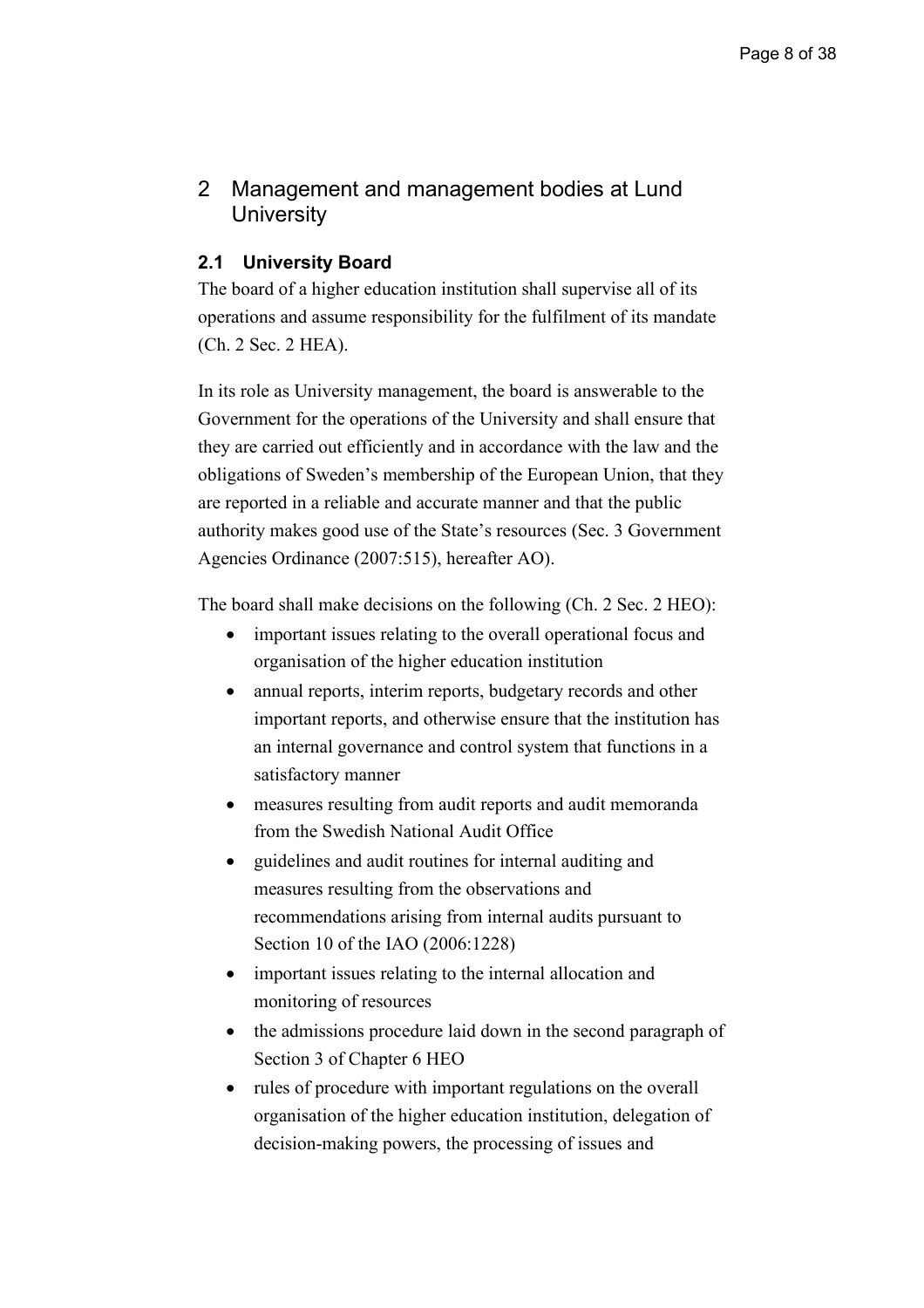# 2 Management and management bodies at Lund University

## 2.1 University Board

The board of a higher education institution shall supervise all of its operations and assume responsibility for the fulfilment of its mandate (Ch. 2 Sec. 2 HEA).

In its role as University management, the board is answerable to the Government for the operations of the University and shall ensure that they are carried out efficiently and in accordance with the law and the obligations of Sweden's membership of the European Union, that they are reported in a reliable and accurate manner and that the public authority makes good use of the State's resources (Sec. 3 Government Agencies Ordinance (2007:515), hereafter AO).

The board shall make decisions on the following (Ch. 2 Sec. 2 HEO):

- important issues relating to the overall operational focus and organisation of the higher education institution
- annual reports, interim reports, budgetary records and other important reports, and otherwise ensure that the institution has an internal governance and control system that functions in a satisfactory manner
- measures resulting from audit reports and audit memoranda from the Swedish National Audit Office
- guidelines and audit routines for internal auditing and measures resulting from the observations and recommendations arising from internal audits pursuant to Section 10 of the IAO (2006:1228)
- important issues relating to the internal allocation and monitoring of resources
- the admissions procedure laid down in the second paragraph of Section 3 of Chapter 6 HEO
- rules of procedure with important regulations on the overall organisation of the higher education institution, delegation of decision-making powers, the processing of issues and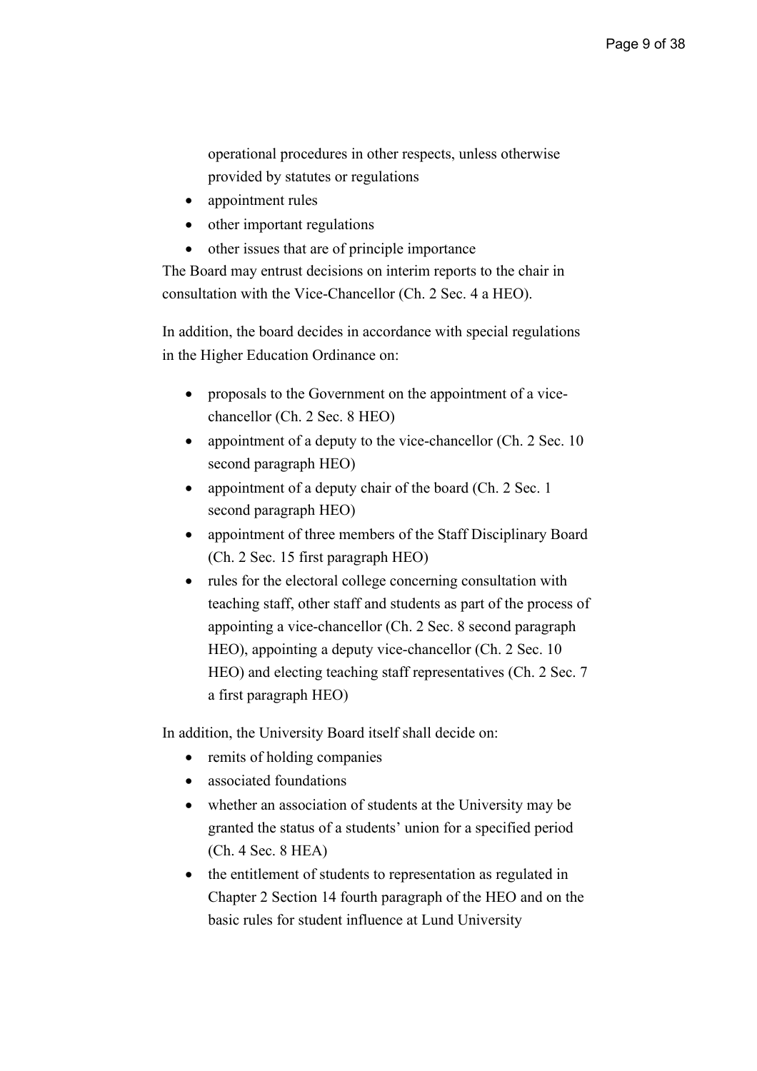operational procedures in other respects, unless otherwise provided by statutes or regulations

- appointment rules
- other important regulations
- other issues that are of principle importance

The Board may entrust decisions on interim reports to the chair in consultation with the Vice-Chancellor (Ch. 2 Sec. 4 a HEO).

In addition, the board decides in accordance with special regulations in the Higher Education Ordinance on:

- proposals to the Government on the appointment of a vice-chancellor (Ch. 2 Sec. 8 HEO)
- appointment of a deputy to the vice-chancellor (Ch. 2 Sec. 10 second paragraph HEO)
- appointment of a deputy chair of the board (Ch. 2 Sec. 1 second paragraph HEO)
- appointment of three members of the Staff Disciplinary Board (Ch. 2 Sec. 15 first paragraph HEO)
- rules for the electoral college concerning consultation with teaching staff, other staff and students as part of the process of appointing a vice-chancellor (Ch. 2 Sec. 8 second paragraph HEO), appointing a deputy vice-chancellor (Ch. 2 Sec. 10 HEO) and electing teaching staff representatives (Ch. 2 Sec. 7 a first paragraph HEO)

In addition, the University Board itself shall decide on:

- remits of holding companies
- associated foundations
- whether an association of students at the University may be granted the status of a students' union for a specified period (Ch. 4 Sec. 8 HEA)
- the entitlement of students to representation as regulated in Chapter 2 Section 14 fourth paragraph of the HEO and on the basic rules for student influence at Lund University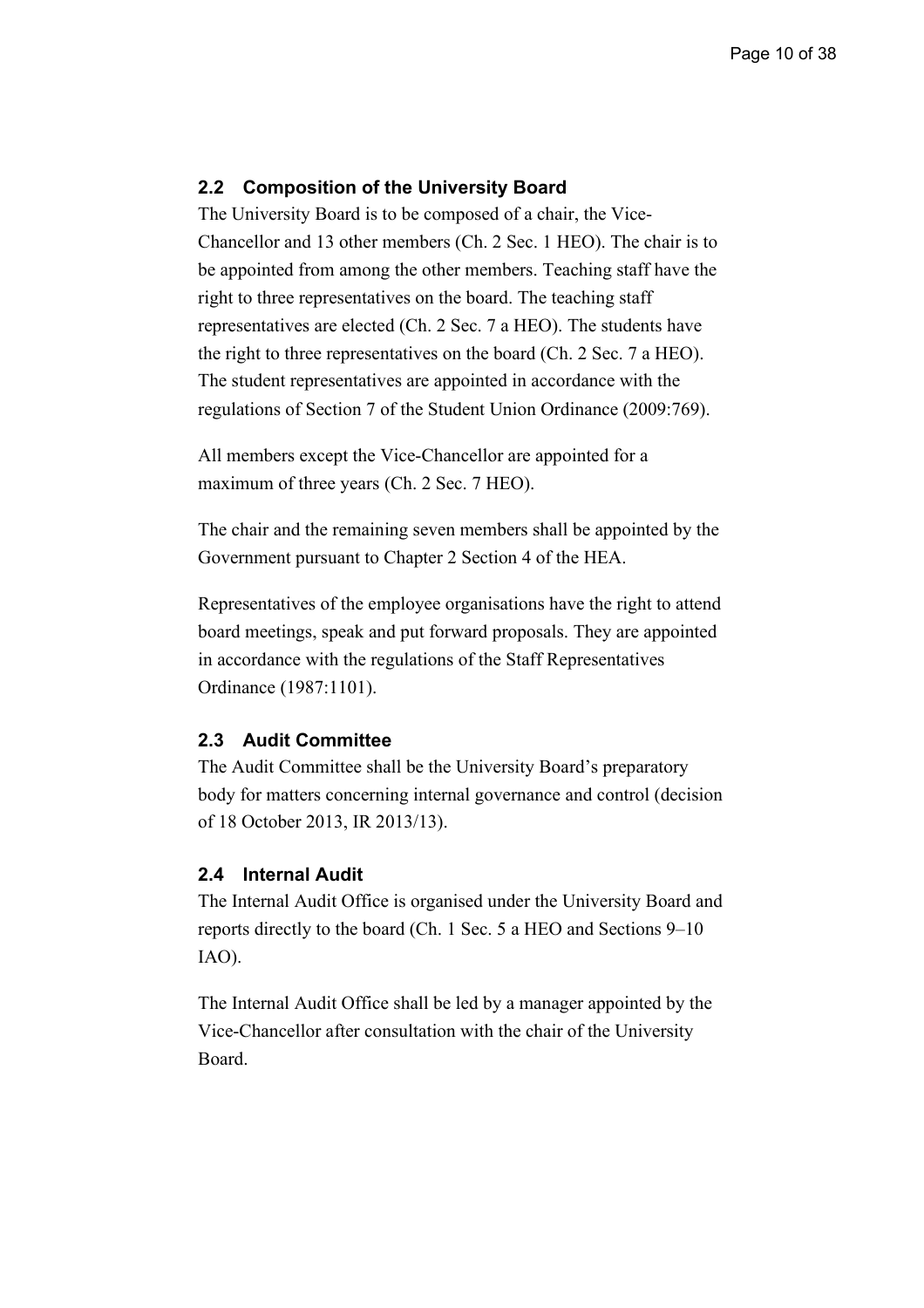## 2.2 Composition of the University Board

The University Board is to be composed of a chair, the Vice-Chancellor and 13 other members (Ch. 2 Sec. 1 HEO). The chair is to be appointed from among the other members. Teaching staff have the right to three representatives on the board. The teaching staff representatives are elected (Ch. 2 Sec. 7 a HEO). The students have the right to three representatives on the board (Ch. 2 Sec. 7 a HEO). The student representatives are appointed in accordance with the regulations of Section 7 of the Student Union Ordinance (2009:769).

All members except the Vice-Chancellor are appointed for a maximum of three years (Ch. 2 Sec. 7 HEO).

The chair and the remaining seven members shall be appointed by the Government pursuant to Chapter 2 Section 4 of the HEA.

Representatives of the employee organisations have the right to attend board meetings, speak and put forward proposals. They are appointed in accordance with the regulations of the Staff Representatives Ordinance (1987:1101).

## 2.3 Audit Committee

The Audit Committee shall be the University Board's preparatory body for matters concerning internal governance and control (decision of 18 October 2013, IR 2013/13).

## 2.4 Internal Audit

The Internal Audit Office is organised under the University Board and reports directly to the board (Ch. 1 Sec. 5 a HEO and Sections 9–10 IAO).

The Internal Audit Office shall be led by a manager appointed by the Vice-Chancellor after consultation with the chair of the University Board.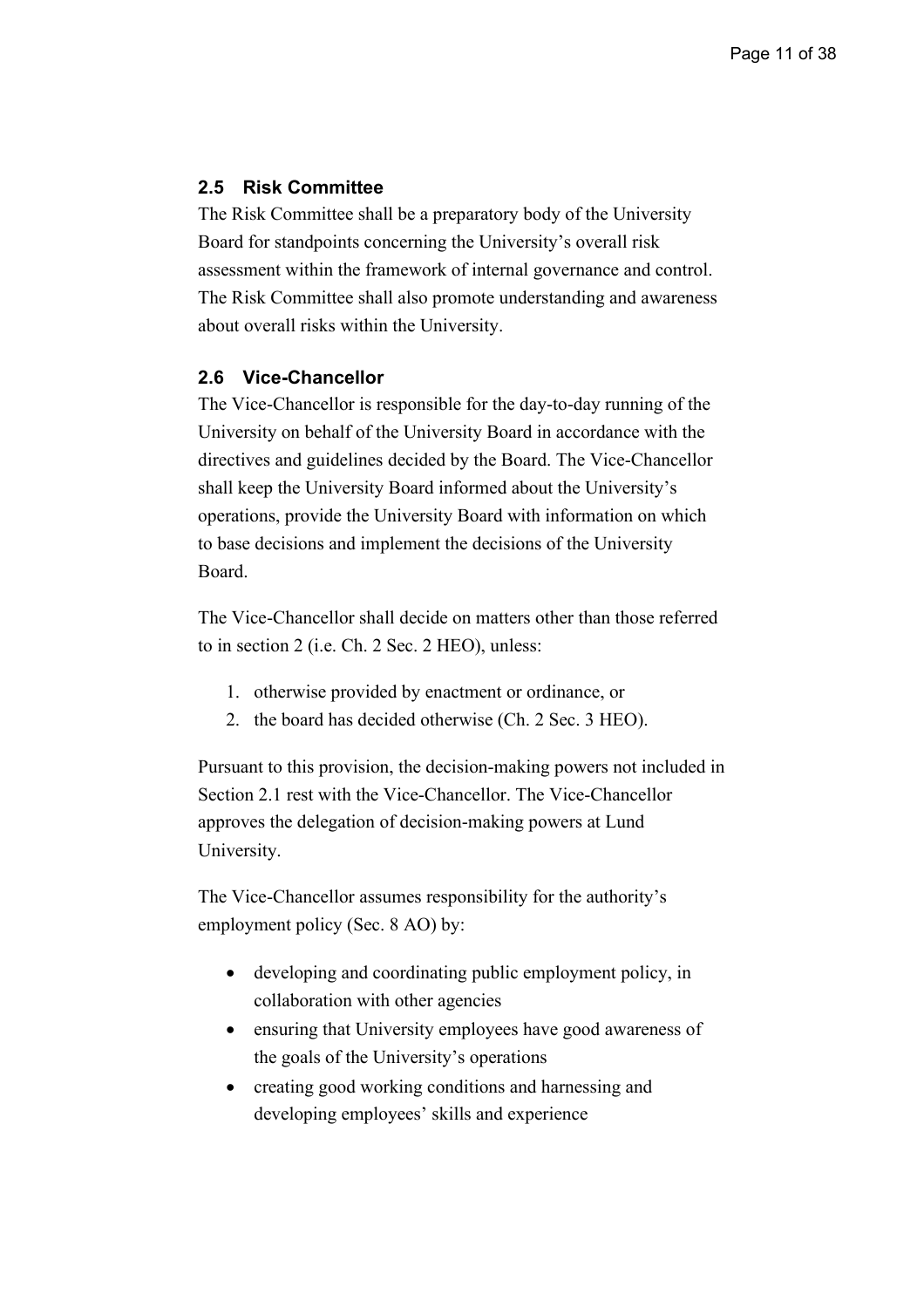### 2.5 Risk Committee

The Risk Committee shall be a preparatory body of the University Board for standpoints concerning the University's overall risk assessment within the framework of internal governance and control. The Risk Committee shall also promote understanding and awareness about overall risks within the University.

### 2.6 Vice-Chancellor

The Vice-Chancellor is responsible for the day-to-day running of the University on behalf of the University Board in accordance with the directives and guidelines decided by the Board. The Vice-Chancellor shall keep the University Board informed about the University's operations, provide the University Board with information on which to base decisions and implement the decisions of the University Board.

The Vice-Chancellor shall decide on matters other than those referred to in section 2 (i.e. Ch. 2 Sec. 2 HEO), unless:

1. otherwise provided by enactment or ordinance, or
2. the board has decided otherwise (Ch. 2 Sec. 3 HEO).

Pursuant to this provision, the decision-making powers not included in Section 2.1 rest with the Vice-Chancellor. The Vice-Chancellor approves the delegation of decision-making powers at Lund University.

The Vice-Chancellor assumes responsibility for the authority's employment policy (Sec. 8 AO) by:

- developing and coordinating public employment policy, in collaboration with other agencies
- ensuring that University employees have good awareness of the goals of the University's operations
- creating good working conditions and harnessing and developing employees' skills and experience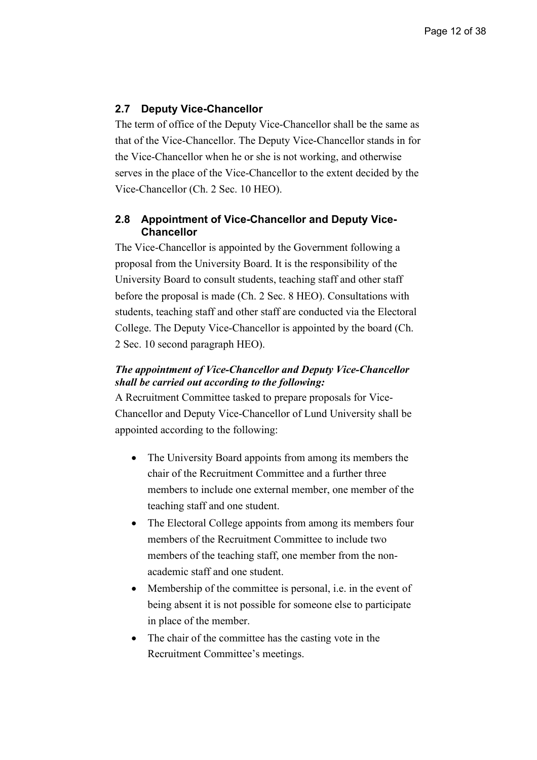## 2.7 Deputy Vice-Chancellor

The term of office of the Deputy Vice-Chancellor shall be the same as that of the Vice-Chancellor. The Deputy Vice-Chancellor stands in for the Vice-Chancellor when he or she is not working, and otherwise serves in the place of the Vice-Chancellor to the extent decided by the Vice-Chancellor (Ch. 2 Sec. 10 HEO).

## 2.8 Appointment of Vice-Chancellor and Deputy Vice-Chancellor

The Vice-Chancellor is appointed by the Government following a proposal from the University Board. It is the responsibility of the University Board to consult students, teaching staff and other staff before the proposal is made (Ch. 2 Sec. 8 HEO). Consultations with students, teaching staff and other staff are conducted via the Electoral College. The Deputy Vice-Chancellor is appointed by the board (Ch. 2 Sec. 10 second paragraph HEO).

***The appointment of Vice-Chancellor and Deputy Vice-Chancellor shall be carried out according to the following:***

A Recruitment Committee tasked to prepare proposals for Vice-Chancellor and Deputy Vice-Chancellor of Lund University shall be appointed according to the following:

- The University Board appoints from among its members the chair of the Recruitment Committee and a further three members to include one external member, one member of the teaching staff and one student.
- The Electoral College appoints from among its members four members of the Recruitment Committee to include two members of the teaching staff, one member from the non-academic staff and one student.
- Membership of the committee is personal, i.e. in the event of being absent it is not possible for someone else to participate in place of the member.
- The chair of the committee has the casting vote in the Recruitment Committee's meetings.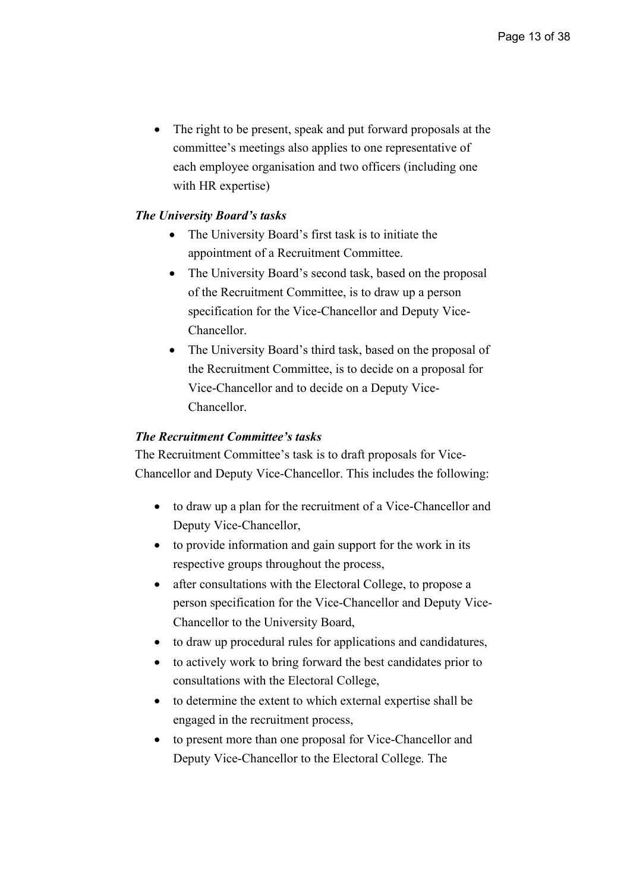- The right to be present, speak and put forward proposals at the committee's meetings also applies to one representative of each employee organisation and two officers (including one with HR expertise)

***The University Board's tasks***

- The University Board's first task is to initiate the appointment of a Recruitment Committee.
- The University Board's second task, based on the proposal of the Recruitment Committee, is to draw up a person specification for the Vice-Chancellor and Deputy Vice-Chancellor.
- The University Board's third task, based on the proposal of the Recruitment Committee, is to decide on a proposal for Vice-Chancellor and to decide on a Deputy Vice-Chancellor.

***The Recruitment Committee's tasks***

The Recruitment Committee's task is to draft proposals for Vice-Chancellor and Deputy Vice-Chancellor. This includes the following:

- to draw up a plan for the recruitment of a Vice-Chancellor and Deputy Vice-Chancellor,
- to provide information and gain support for the work in its respective groups throughout the process,
- after consultations with the Electoral College, to propose a person specification for the Vice-Chancellor and Deputy Vice-Chancellor to the University Board,
- to draw up procedural rules for applications and candidatures,
- to actively work to bring forward the best candidates prior to consultations with the Electoral College,
- to determine the extent to which external expertise shall be engaged in the recruitment process,
- to present more than one proposal for Vice-Chancellor and Deputy Vice-Chancellor to the Electoral College. The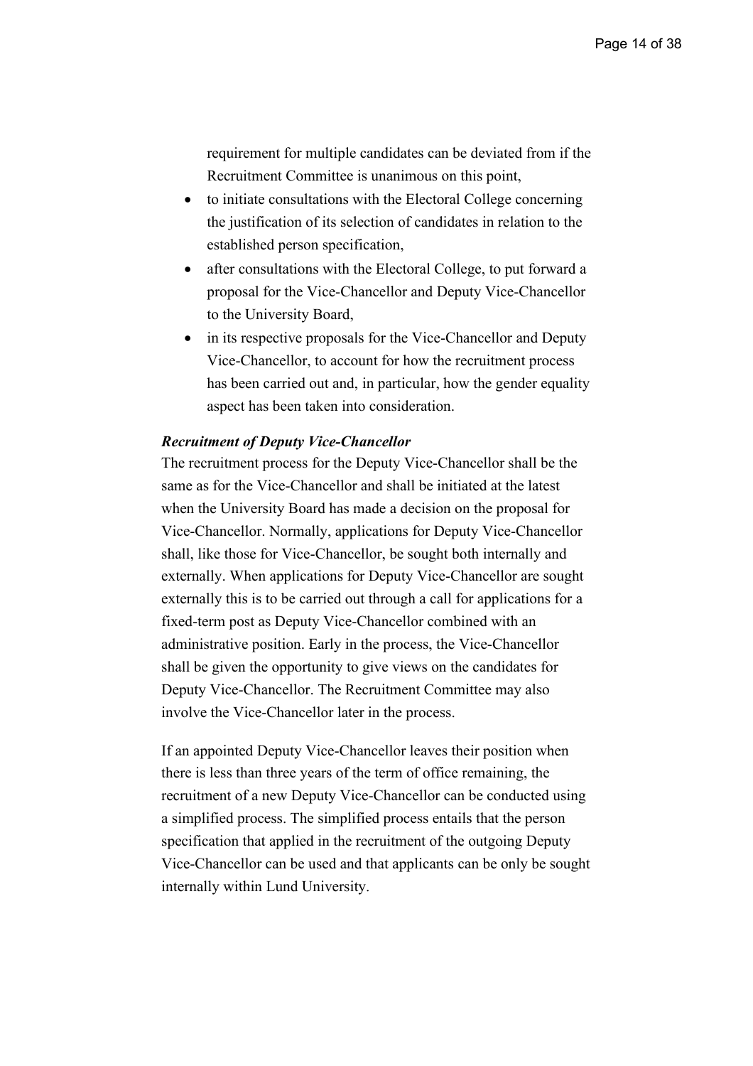requirement for multiple candidates can be deviated from if the Recruitment Committee is unanimous on this point,

- to initiate consultations with the Electoral College concerning the justification of its selection of candidates in relation to the established person specification,
- after consultations with the Electoral College, to put forward a proposal for the Vice-Chancellor and Deputy Vice-Chancellor to the University Board,
- in its respective proposals for the Vice-Chancellor and Deputy Vice-Chancellor, to account for how the recruitment process has been carried out and, in particular, how the gender equality aspect has been taken into consideration.

***Recruitment of Deputy Vice-Chancellor***

The recruitment process for the Deputy Vice-Chancellor shall be the same as for the Vice-Chancellor and shall be initiated at the latest when the University Board has made a decision on the proposal for Vice-Chancellor. Normally, applications for Deputy Vice-Chancellor shall, like those for Vice-Chancellor, be sought both internally and externally. When applications for Deputy Vice-Chancellor are sought externally this is to be carried out through a call for applications for a fixed-term post as Deputy Vice-Chancellor combined with an administrative position. Early in the process, the Vice-Chancellor shall be given the opportunity to give views on the candidates for Deputy Vice-Chancellor. The Recruitment Committee may also involve the Vice-Chancellor later in the process.

If an appointed Deputy Vice-Chancellor leaves their position when there is less than three years of the term of office remaining, the recruitment of a new Deputy Vice-Chancellor can be conducted using a simplified process. The simplified process entails that the person specification that applied in the recruitment of the outgoing Deputy Vice-Chancellor can be used and that applicants can be only be sought internally within Lund University.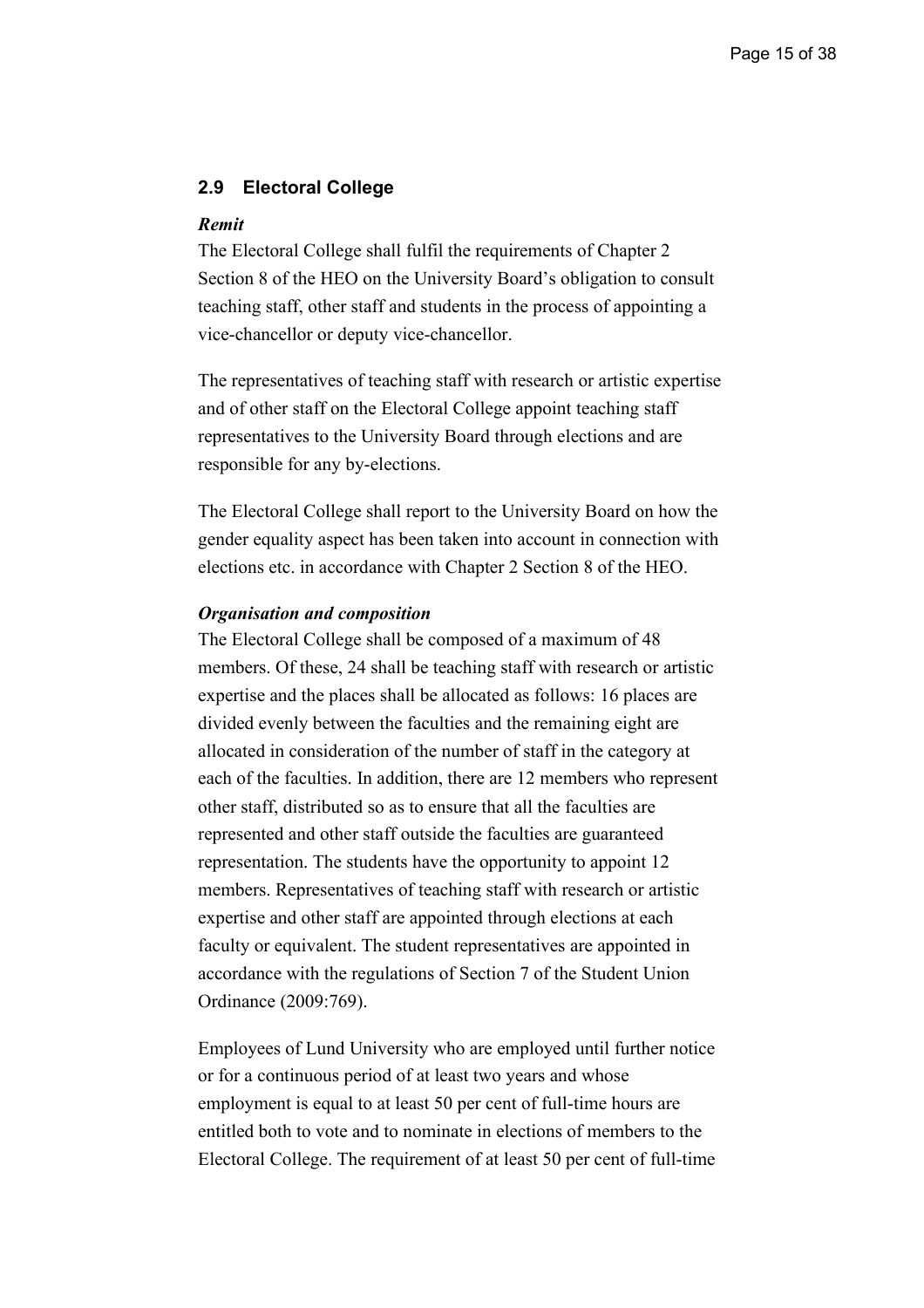## 2.9 Electoral College

***Remit***

The Electoral College shall fulfil the requirements of Chapter 2 Section 8 of the HEO on the University Board's obligation to consult teaching staff, other staff and students in the process of appointing a vice-chancellor or deputy vice-chancellor.

The representatives of teaching staff with research or artistic expertise and of other staff on the Electoral College appoint teaching staff representatives to the University Board through elections and are responsible for any by-elections.

The Electoral College shall report to the University Board on how the gender equality aspect has been taken into account in connection with elections etc. in accordance with Chapter 2 Section 8 of the HEO.

***Organisation and composition***

The Electoral College shall be composed of a maximum of 48 members. Of these, 24 shall be teaching staff with research or artistic expertise and the places shall be allocated as follows: 16 places are divided evenly between the faculties and the remaining eight are allocated in consideration of the number of staff in the category at each of the faculties. In addition, there are 12 members who represent other staff, distributed so as to ensure that all the faculties are represented and other staff outside the faculties are guaranteed representation. The students have the opportunity to appoint 12 members. Representatives of teaching staff with research or artistic expertise and other staff are appointed through elections at each faculty or equivalent. The student representatives are appointed in accordance with the regulations of Section 7 of the Student Union Ordinance (2009:769).

Employees of Lund University who are employed until further notice or for a continuous period of at least two years and whose employment is equal to at least 50 per cent of full-time hours are entitled both to vote and to nominate in elections of members to the Electoral College. The requirement of at least 50 per cent of full-time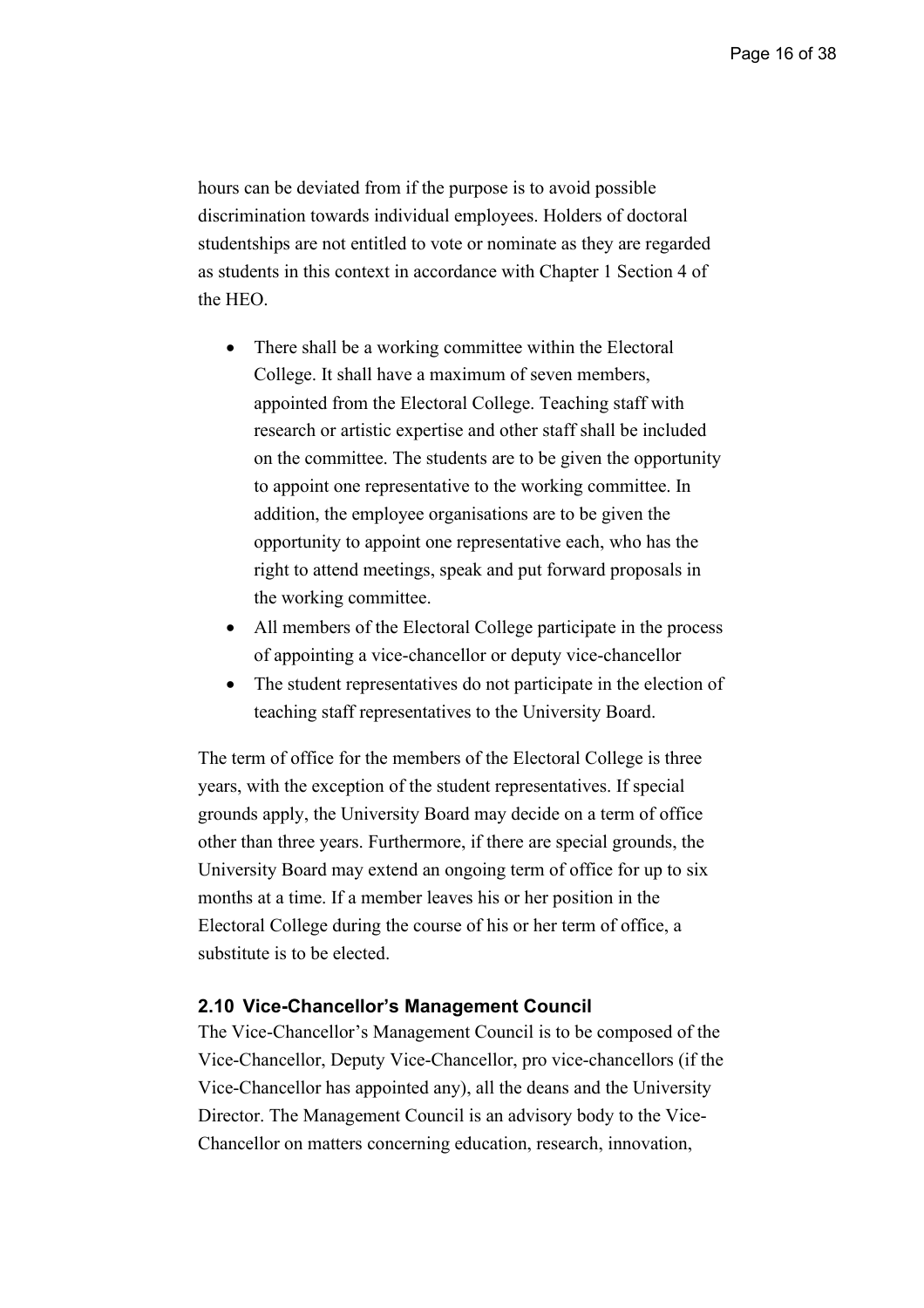hours can be deviated from if the purpose is to avoid possible discrimination towards individual employees. Holders of doctoral studentships are not entitled to vote or nominate as they are regarded as students in this context in accordance with Chapter 1 Section 4 of the HEO.

- There shall be a working committee within the Electoral College. It shall have a maximum of seven members, appointed from the Electoral College. Teaching staff with research or artistic expertise and other staff shall be included on the committee. The students are to be given the opportunity to appoint one representative to the working committee. In addition, the employee organisations are to be given the opportunity to appoint one representative each, who has the right to attend meetings, speak and put forward proposals in the working committee.
- All members of the Electoral College participate in the process of appointing a vice-chancellor or deputy vice-chancellor
- The student representatives do not participate in the election of teaching staff representatives to the University Board.

The term of office for the members of the Electoral College is three years, with the exception of the student representatives. If special grounds apply, the University Board may decide on a term of office other than three years. Furthermore, if there are special grounds, the University Board may extend an ongoing term of office for up to six months at a time. If a member leaves his or her position in the Electoral College during the course of his or her term of office, a substitute is to be elected.

### 2.10 Vice-Chancellor's Management Council

The Vice-Chancellor's Management Council is to be composed of the Vice-Chancellor, Deputy Vice-Chancellor, pro vice-chancellors (if the Vice-Chancellor has appointed any), all the deans and the University Director. The Management Council is an advisory body to the Vice-Chancellor on matters concerning education, research, innovation,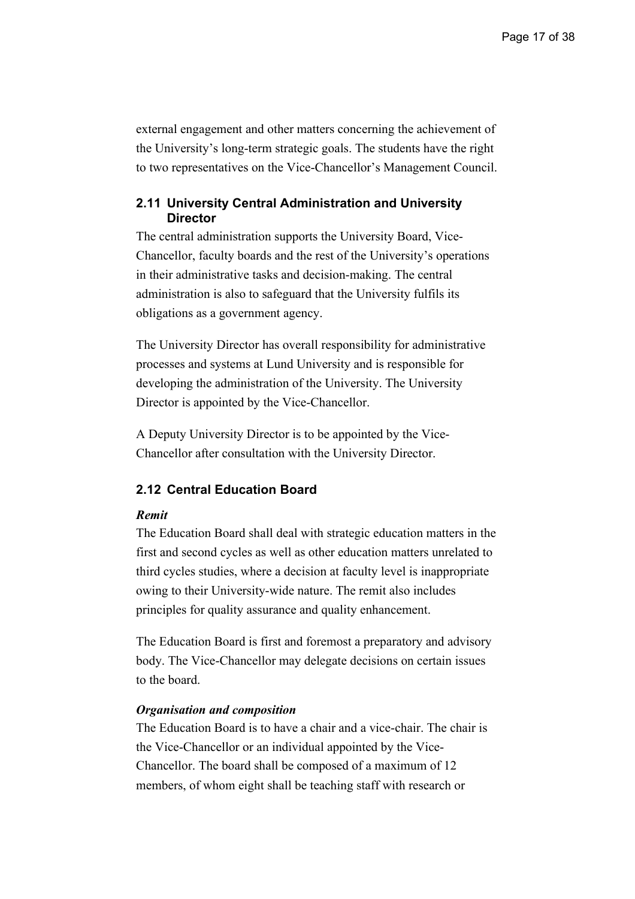external engagement and other matters concerning the achievement of the University's long-term strategic goals. The students have the right to two representatives on the Vice-Chancellor's Management Council.

### 2.11 University Central Administration and University Director

The central administration supports the University Board, Vice-Chancellor, faculty boards and the rest of the University's operations in their administrative tasks and decision-making. The central administration is also to safeguard that the University fulfils its obligations as a government agency.

The University Director has overall responsibility for administrative processes and systems at Lund University and is responsible for developing the administration of the University. The University Director is appointed by the Vice-Chancellor.

A Deputy University Director is to be appointed by the Vice-Chancellor after consultation with the University Director.

### 2.12 Central Education Board

***Remit***

The Education Board shall deal with strategic education matters in the first and second cycles as well as other education matters unrelated to third cycles studies, where a decision at faculty level is inappropriate owing to their University-wide nature. The remit also includes principles for quality assurance and quality enhancement.

The Education Board is first and foremost a preparatory and advisory body. The Vice-Chancellor may delegate decisions on certain issues to the board.

***Organisation and composition***

The Education Board is to have a chair and a vice-chair. The chair is the Vice-Chancellor or an individual appointed by the Vice-Chancellor. The board shall be composed of a maximum of 12 members, of whom eight shall be teaching staff with research or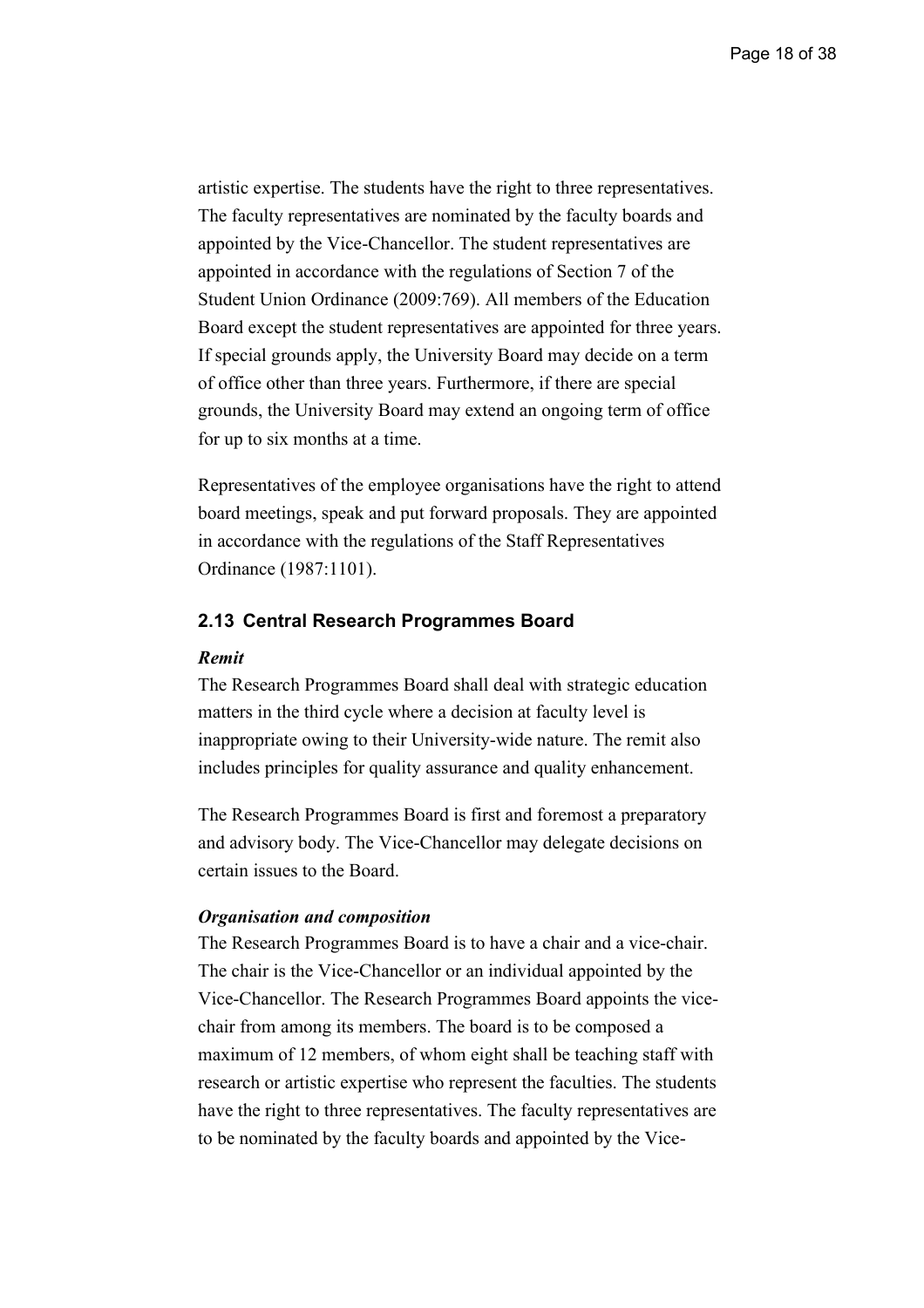artistic expertise. The students have the right to three representatives. The faculty representatives are nominated by the faculty boards and appointed by the Vice-Chancellor. The student representatives are appointed in accordance with the regulations of Section 7 of the Student Union Ordinance (2009:769). All members of the Education Board except the student representatives are appointed for three years. If special grounds apply, the University Board may decide on a term of office other than three years. Furthermore, if there are special grounds, the University Board may extend an ongoing term of office for up to six months at a time.

Representatives of the employee organisations have the right to attend board meetings, speak and put forward proposals. They are appointed in accordance with the regulations of the Staff Representatives Ordinance (1987:1101).

### 2.13 Central Research Programmes Board

***Remit***

The Research Programmes Board shall deal with strategic education matters in the third cycle where a decision at faculty level is inappropriate owing to their University-wide nature. The remit also includes principles for quality assurance and quality enhancement.

The Research Programmes Board is first and foremost a preparatory and advisory body. The Vice-Chancellor may delegate decisions on certain issues to the Board.

***Organisation and composition***

The Research Programmes Board is to have a chair and a vice-chair. The chair is the Vice-Chancellor or an individual appointed by the Vice-Chancellor. The Research Programmes Board appoints the vice-chair from among its members. The board is to be composed a maximum of 12 members, of whom eight shall be teaching staff with research or artistic expertise who represent the faculties. The students have the right to three representatives. The faculty representatives are to be nominated by the faculty boards and appointed by the Vice-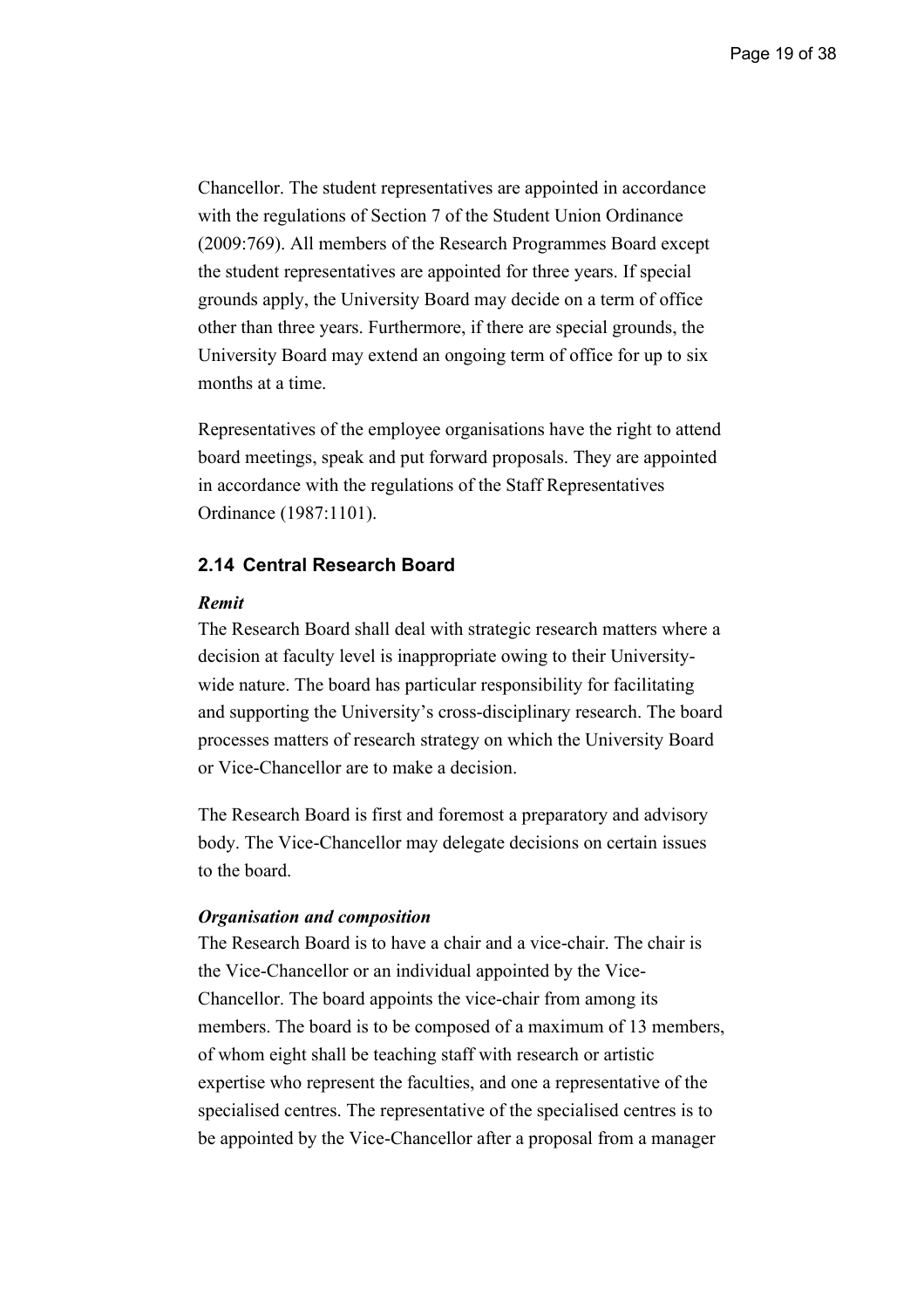Chancellor. The student representatives are appointed in accordance with the regulations of Section 7 of the Student Union Ordinance (2009:769). All members of the Research Programmes Board except the student representatives are appointed for three years. If special grounds apply, the University Board may decide on a term of office other than three years. Furthermore, if there are special grounds, the University Board may extend an ongoing term of office for up to six months at a time.

Representatives of the employee organisations have the right to attend board meetings, speak and put forward proposals. They are appointed in accordance with the regulations of the Staff Representatives Ordinance (1987:1101).

## 2.14 Central Research Board

***Remit***

The Research Board shall deal with strategic research matters where a decision at faculty level is inappropriate owing to their University-wide nature. The board has particular responsibility for facilitating and supporting the University's cross-disciplinary research. The board processes matters of research strategy on which the University Board or Vice-Chancellor are to make a decision.

The Research Board is first and foremost a preparatory and advisory body. The Vice-Chancellor may delegate decisions on certain issues to the board.

***Organisation and composition***

The Research Board is to have a chair and a vice-chair. The chair is the Vice-Chancellor or an individual appointed by the Vice-Chancellor. The board appoints the vice-chair from among its members. The board is to be composed of a maximum of 13 members, of whom eight shall be teaching staff with research or artistic expertise who represent the faculties, and one a representative of the specialised centres. The representative of the specialised centres is to be appointed by the Vice-Chancellor after a proposal from a manager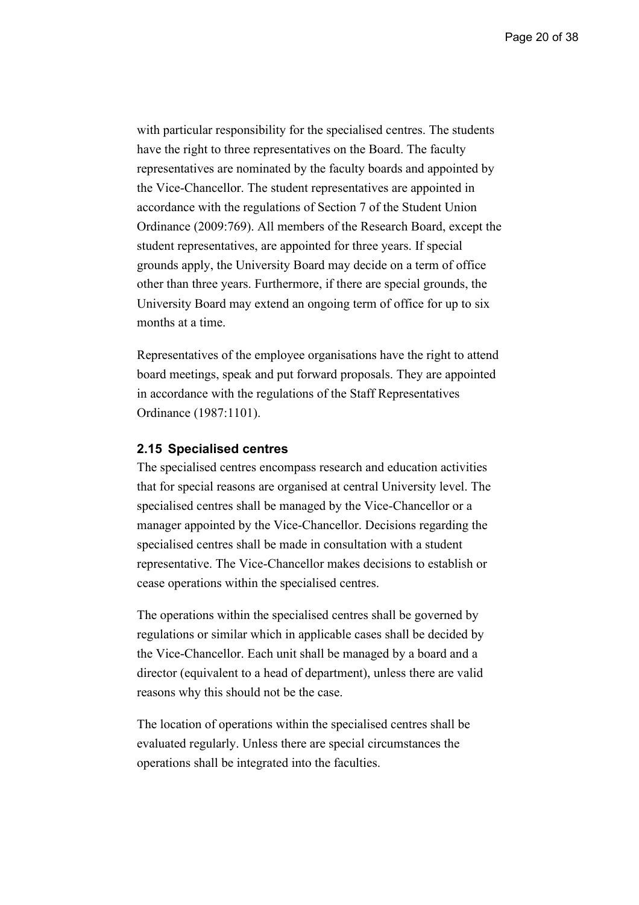with particular responsibility for the specialised centres. The students have the right to three representatives on the Board. The faculty representatives are nominated by the faculty boards and appointed by the Vice-Chancellor. The student representatives are appointed in accordance with the regulations of Section 7 of the Student Union Ordinance (2009:769). All members of the Research Board, except the student representatives, are appointed for three years. If special grounds apply, the University Board may decide on a term of office other than three years. Furthermore, if there are special grounds, the University Board may extend an ongoing term of office for up to six months at a time.

Representatives of the employee organisations have the right to attend board meetings, speak and put forward proposals. They are appointed in accordance with the regulations of the Staff Representatives Ordinance (1987:1101).

### 2.15 Specialised centres

The specialised centres encompass research and education activities that for special reasons are organised at central University level. The specialised centres shall be managed by the Vice-Chancellor or a manager appointed by the Vice-Chancellor. Decisions regarding the specialised centres shall be made in consultation with a student representative. The Vice-Chancellor makes decisions to establish or cease operations within the specialised centres.

The operations within the specialised centres shall be governed by regulations or similar which in applicable cases shall be decided by the Vice-Chancellor. Each unit shall be managed by a board and a director (equivalent to a head of department), unless there are valid reasons why this should not be the case.

The location of operations within the specialised centres shall be evaluated regularly. Unless there are special circumstances the operations shall be integrated into the faculties.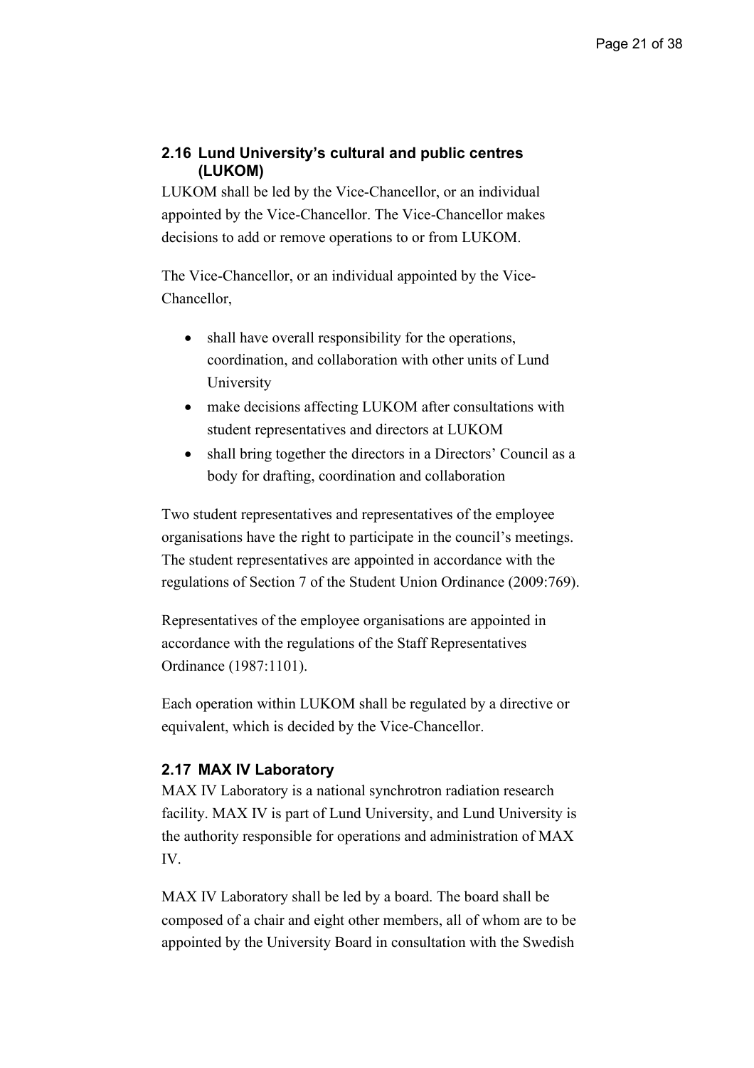## 2.16 Lund University's cultural and public centres (LUKOM)

LUKOM shall be led by the Vice-Chancellor, or an individual appointed by the Vice-Chancellor. The Vice-Chancellor makes decisions to add or remove operations to or from LUKOM.

The Vice-Chancellor, or an individual appointed by the Vice-Chancellor,

- shall have overall responsibility for the operations, coordination, and collaboration with other units of Lund University
- make decisions affecting LUKOM after consultations with student representatives and directors at LUKOM
- shall bring together the directors in a Directors' Council as a body for drafting, coordination and collaboration

Two student representatives and representatives of the employee organisations have the right to participate in the council's meetings. The student representatives are appointed in accordance with the regulations of Section 7 of the Student Union Ordinance (2009:769).

Representatives of the employee organisations are appointed in accordance with the regulations of the Staff Representatives Ordinance (1987:1101).

Each operation within LUKOM shall be regulated by a directive or equivalent, which is decided by the Vice-Chancellor.

## 2.17 MAX IV Laboratory

MAX IV Laboratory is a national synchrotron radiation research facility. MAX IV is part of Lund University, and Lund University is the authority responsible for operations and administration of MAX IV.

MAX IV Laboratory shall be led by a board. The board shall be composed of a chair and eight other members, all of whom are to be appointed by the University Board in consultation with the Swedish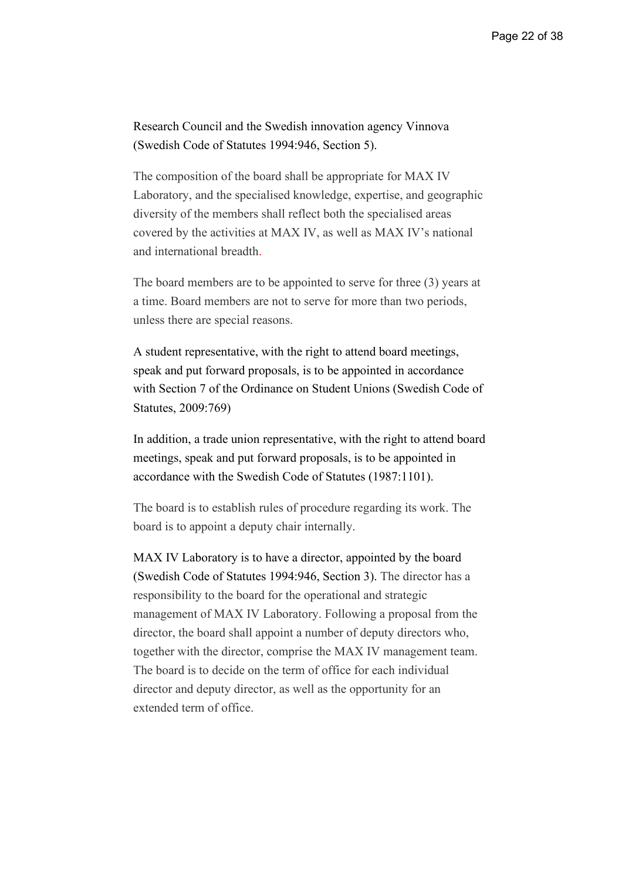Research Council and the Swedish innovation agency Vinnova (Swedish Code of Statutes 1994:946, Section 5).

The composition of the board shall be appropriate for MAX IV Laboratory, and the specialised knowledge, expertise, and geographic diversity of the members shall reflect both the specialised areas covered by the activities at MAX IV, as well as MAX IV's national and international breadth.

The board members are to be appointed to serve for three (3) years at a time. Board members are not to serve for more than two periods, unless there are special reasons.

A student representative, with the right to attend board meetings, speak and put forward proposals, is to be appointed in accordance with Section 7 of the Ordinance on Student Unions (Swedish Code of Statutes, 2009:769)

In addition, a trade union representative, with the right to attend board meetings, speak and put forward proposals, is to be appointed in accordance with the Swedish Code of Statutes (1987:1101).

The board is to establish rules of procedure regarding its work. The board is to appoint a deputy chair internally.

MAX IV Laboratory is to have a director, appointed by the board (Swedish Code of Statutes 1994:946, Section 3). The director has a responsibility to the board for the operational and strategic management of MAX IV Laboratory. Following a proposal from the director, the board shall appoint a number of deputy directors who, together with the director, comprise the MAX IV management team. The board is to decide on the term of office for each individual director and deputy director, as well as the opportunity for an extended term of office.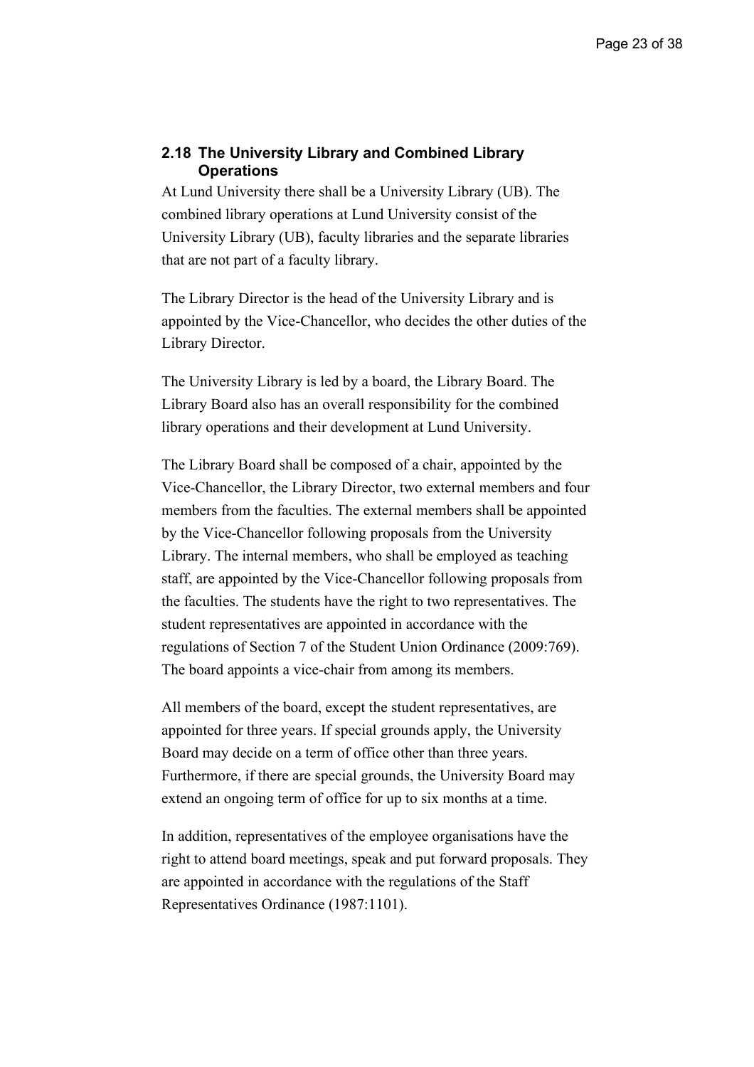## 2.18 The University Library and Combined Library Operations

At Lund University there shall be a University Library (UB). The combined library operations at Lund University consist of the University Library (UB), faculty libraries and the separate libraries that are not part of a faculty library.

The Library Director is the head of the University Library and is appointed by the Vice-Chancellor, who decides the other duties of the Library Director.

The University Library is led by a board, the Library Board. The Library Board also has an overall responsibility for the combined library operations and their development at Lund University.

The Library Board shall be composed of a chair, appointed by the Vice-Chancellor, the Library Director, two external members and four members from the faculties. The external members shall be appointed by the Vice-Chancellor following proposals from the University Library. The internal members, who shall be employed as teaching staff, are appointed by the Vice-Chancellor following proposals from the faculties. The students have the right to two representatives. The student representatives are appointed in accordance with the regulations of Section 7 of the Student Union Ordinance (2009:769). The board appoints a vice-chair from among its members.

All members of the board, except the student representatives, are appointed for three years. If special grounds apply, the University Board may decide on a term of office other than three years. Furthermore, if there are special grounds, the University Board may extend an ongoing term of office for up to six months at a time.

In addition, representatives of the employee organisations have the right to attend board meetings, speak and put forward proposals. They are appointed in accordance with the regulations of the Staff Representatives Ordinance (1987:1101).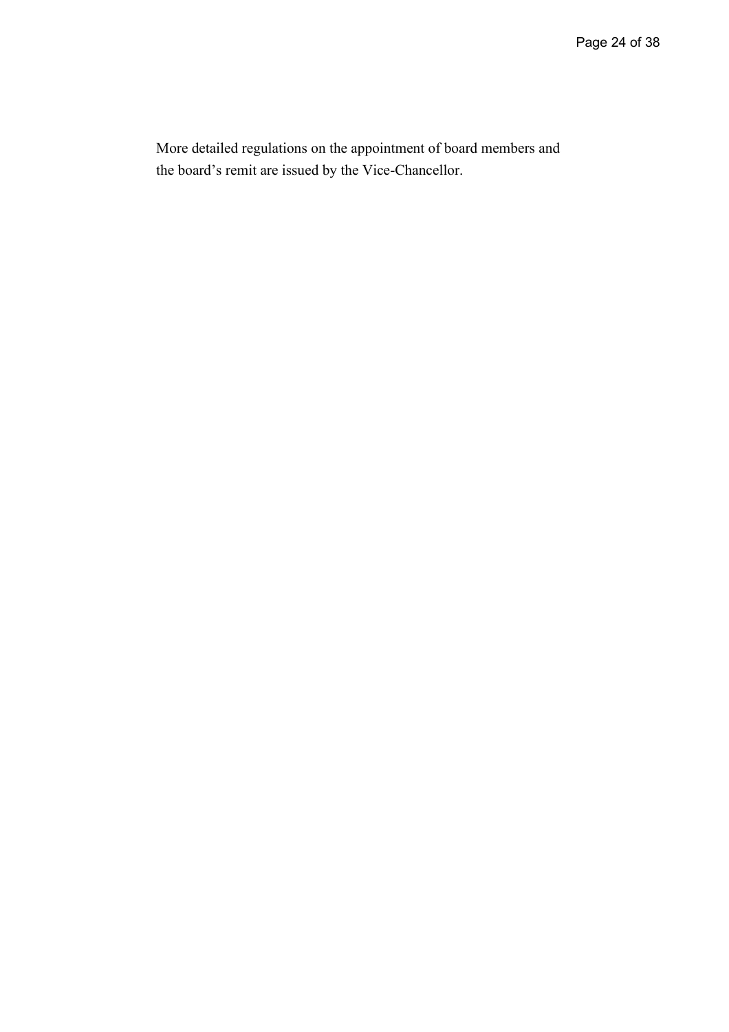More detailed regulations on the appointment of board members and the board's remit are issued by the Vice-Chancellor.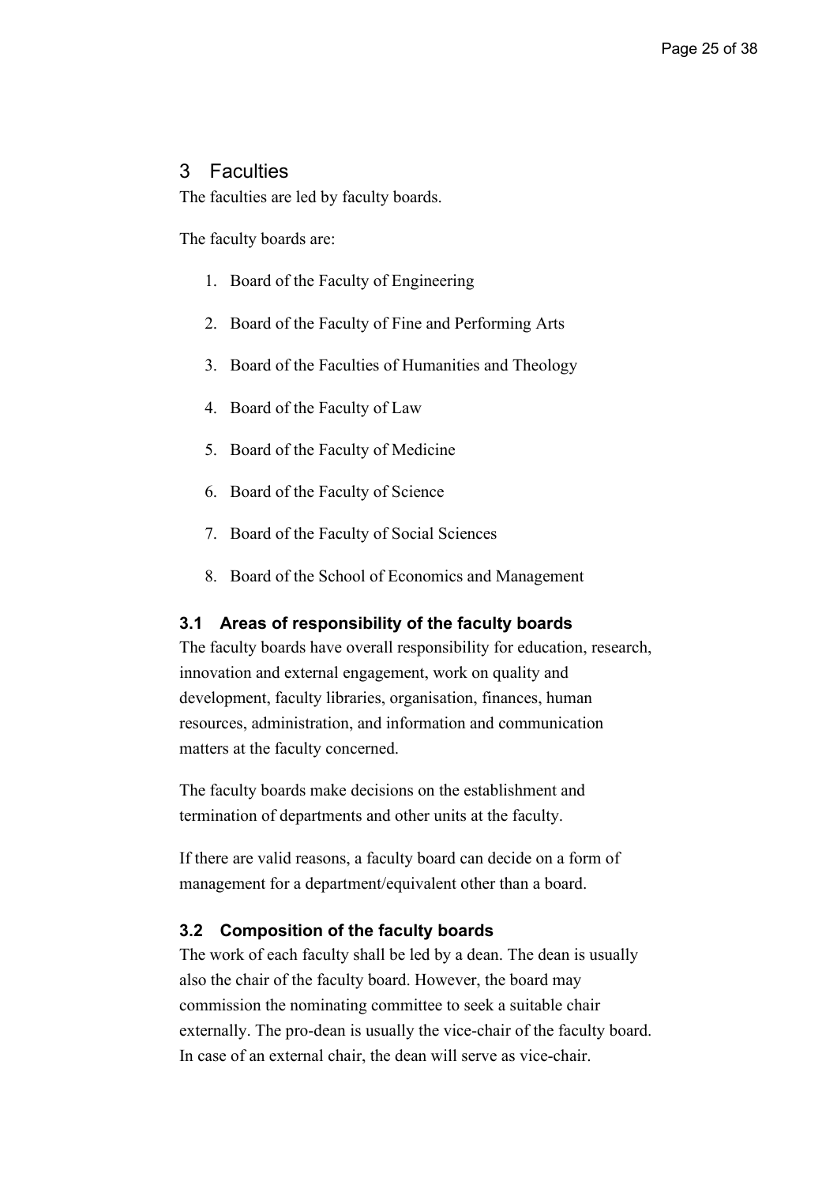# 3 Faculties

The faculties are led by faculty boards.

The faculty boards are:

1. Board of the Faculty of Engineering
2. Board of the Faculty of Fine and Performing Arts
3. Board of the Faculties of Humanities and Theology
4. Board of the Faculty of Law
5. Board of the Faculty of Medicine
6. Board of the Faculty of Science
7. Board of the Faculty of Social Sciences
8. Board of the School of Economics and Management

## 3.1 Areas of responsibility of the faculty boards

The faculty boards have overall responsibility for education, research, innovation and external engagement, work on quality and development, faculty libraries, organisation, finances, human resources, administration, and information and communication matters at the faculty concerned.

The faculty boards make decisions on the establishment and termination of departments and other units at the faculty.

If there are valid reasons, a faculty board can decide on a form of management for a department/equivalent other than a board.

## 3.2 Composition of the faculty boards

The work of each faculty shall be led by a dean. The dean is usually also the chair of the faculty board. However, the board may commission the nominating committee to seek a suitable chair externally. The pro-dean is usually the vice-chair of the faculty board. In case of an external chair, the dean will serve as vice-chair.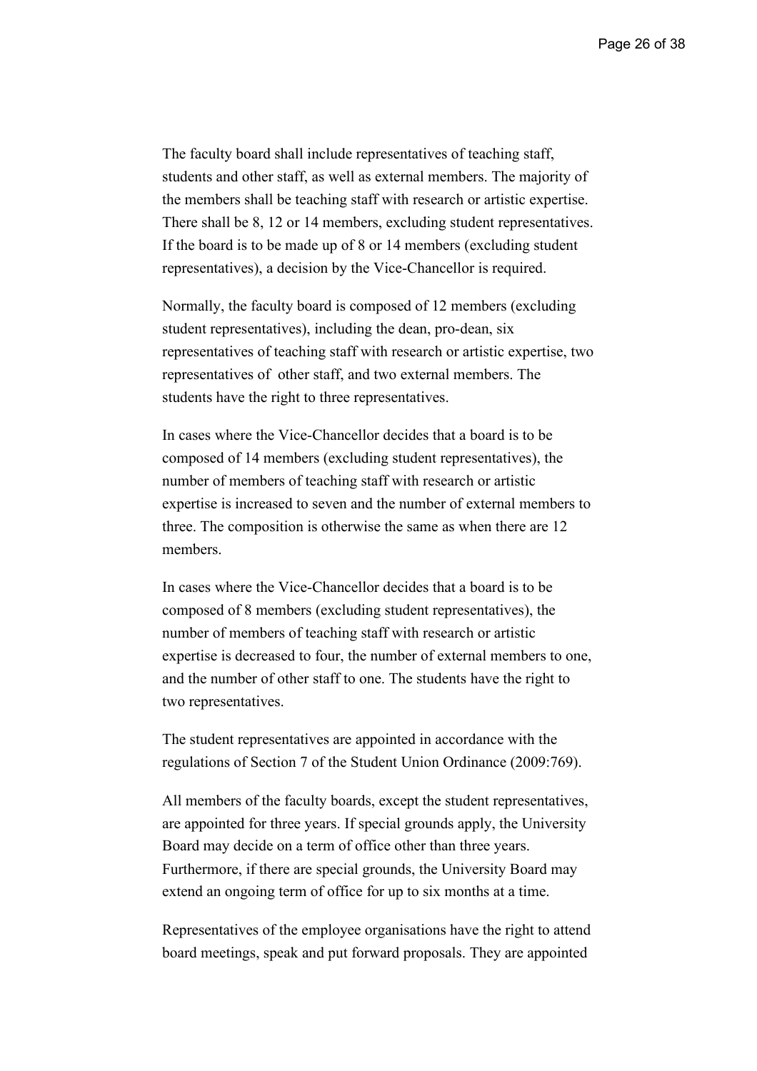The faculty board shall include representatives of teaching staff, students and other staff, as well as external members. The majority of the members shall be teaching staff with research or artistic expertise. There shall be 8, 12 or 14 members, excluding student representatives. If the board is to be made up of 8 or 14 members (excluding student representatives), a decision by the Vice-Chancellor is required.

Normally, the faculty board is composed of 12 members (excluding student representatives), including the dean, pro-dean, six representatives of teaching staff with research or artistic expertise, two representatives of other staff, and two external members. The students have the right to three representatives.

In cases where the Vice-Chancellor decides that a board is to be composed of 14 members (excluding student representatives), the number of members of teaching staff with research or artistic expertise is increased to seven and the number of external members to three. The composition is otherwise the same as when there are 12 members.

In cases where the Vice-Chancellor decides that a board is to be composed of 8 members (excluding student representatives), the number of members of teaching staff with research or artistic expertise is decreased to four, the number of external members to one, and the number of other staff to one. The students have the right to two representatives.

The student representatives are appointed in accordance with the regulations of Section 7 of the Student Union Ordinance (2009:769).

All members of the faculty boards, except the student representatives, are appointed for three years. If special grounds apply, the University Board may decide on a term of office other than three years. Furthermore, if there are special grounds, the University Board may extend an ongoing term of office for up to six months at a time.

Representatives of the employee organisations have the right to attend board meetings, speak and put forward proposals. They are appointed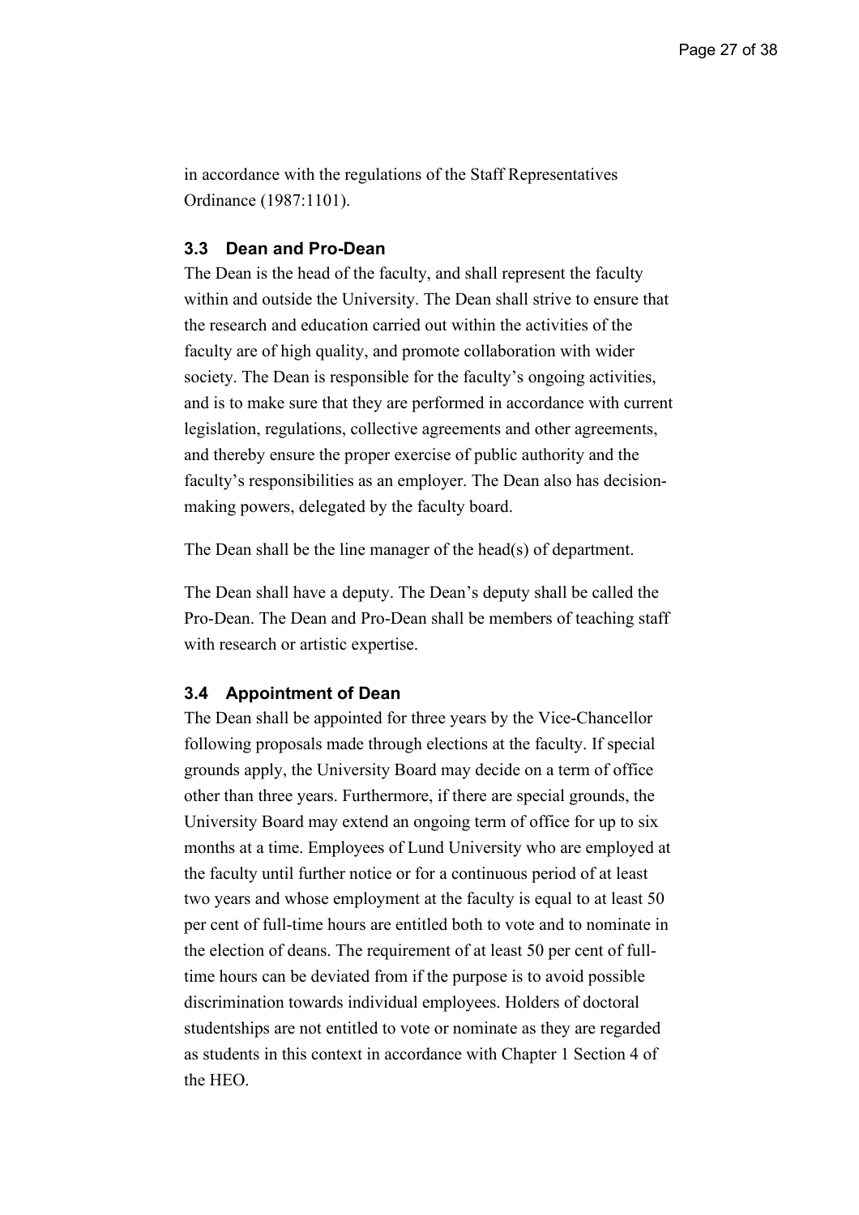in accordance with the regulations of the Staff Representatives Ordinance (1987:1101).

### 3.3 Dean and Pro-Dean

The Dean is the head of the faculty, and shall represent the faculty within and outside the University. The Dean shall strive to ensure that the research and education carried out within the activities of the faculty are of high quality, and promote collaboration with wider society. The Dean is responsible for the faculty's ongoing activities, and is to make sure that they are performed in accordance with current legislation, regulations, collective agreements and other agreements, and thereby ensure the proper exercise of public authority and the faculty's responsibilities as an employer. The Dean also has decision-making powers, delegated by the faculty board.

The Dean shall be the line manager of the head(s) of department.

The Dean shall have a deputy. The Dean's deputy shall be called the Pro-Dean. The Dean and Pro-Dean shall be members of teaching staff with research or artistic expertise.

### 3.4 Appointment of Dean

The Dean shall be appointed for three years by the Vice-Chancellor following proposals made through elections at the faculty. If special grounds apply, the University Board may decide on a term of office other than three years. Furthermore, if there are special grounds, the University Board may extend an ongoing term of office for up to six months at a time. Employees of Lund University who are employed at the faculty until further notice or for a continuous period of at least two years and whose employment at the faculty is equal to at least 50 per cent of full-time hours are entitled both to vote and to nominate in the election of deans. The requirement of at least 50 per cent of full-time hours can be deviated from if the purpose is to avoid possible discrimination towards individual employees. Holders of doctoral studentships are not entitled to vote or nominate as they are regarded as students in this context in accordance with Chapter 1 Section 4 of the HEO.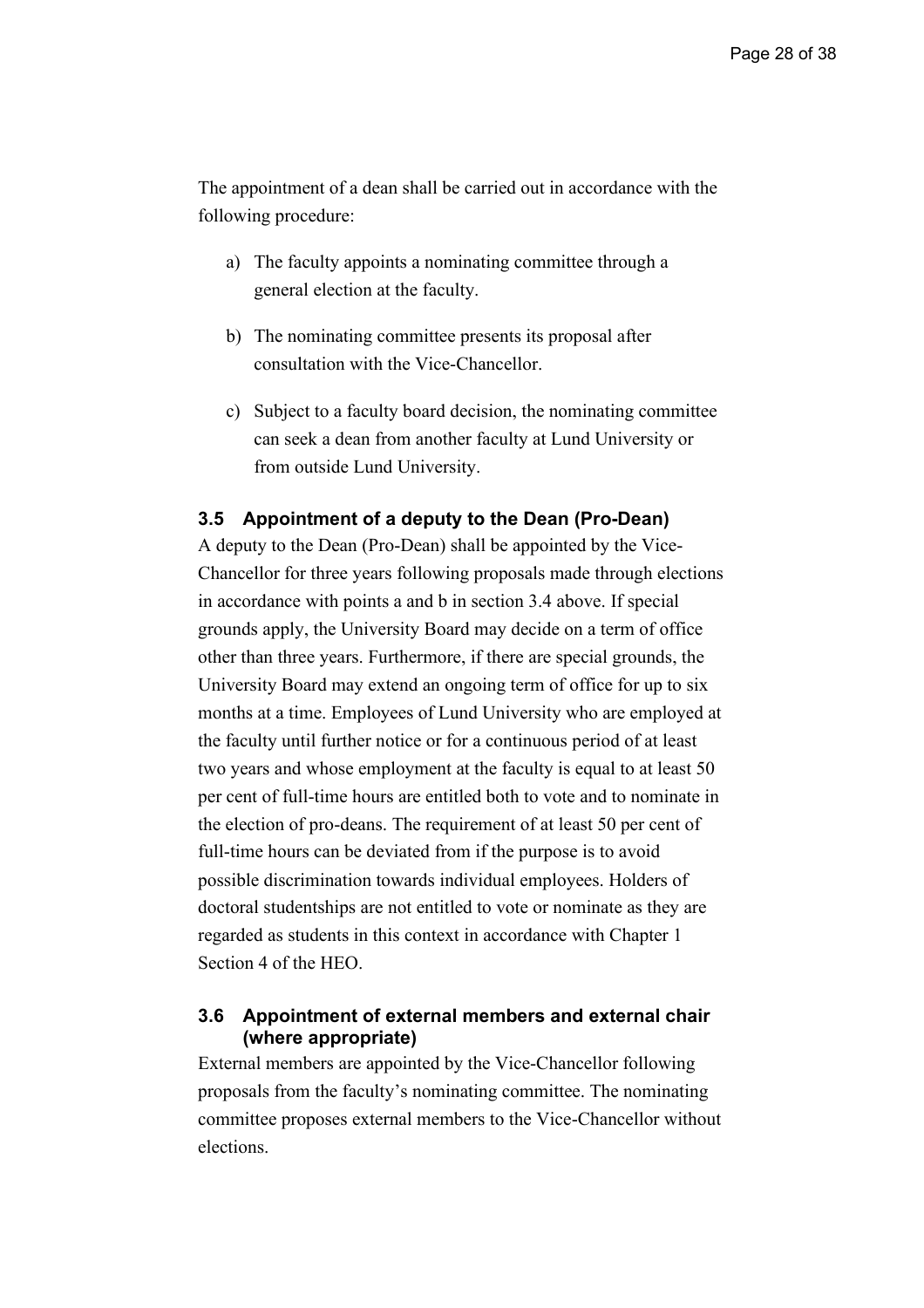The appointment of a dean shall be carried out in accordance with the following procedure:

a) The faculty appoints a nominating committee through a general election at the faculty.

b) The nominating committee presents its proposal after consultation with the Vice-Chancellor.

c) Subject to a faculty board decision, the nominating committee can seek a dean from another faculty at Lund University or from outside Lund University.

### 3.5 Appointment of a deputy to the Dean (Pro-Dean)

A deputy to the Dean (Pro-Dean) shall be appointed by the Vice-Chancellor for three years following proposals made through elections in accordance with points a and b in section 3.4 above. If special grounds apply, the University Board may decide on a term of office other than three years. Furthermore, if there are special grounds, the University Board may extend an ongoing term of office for up to six months at a time. Employees of Lund University who are employed at the faculty until further notice or for a continuous period of at least two years and whose employment at the faculty is equal to at least 50 per cent of full-time hours are entitled both to vote and to nominate in the election of pro-deans. The requirement of at least 50 per cent of full-time hours can be deviated from if the purpose is to avoid possible discrimination towards individual employees. Holders of doctoral studentships are not entitled to vote or nominate as they are regarded as students in this context in accordance with Chapter 1 Section 4 of the HEO.

### 3.6 Appointment of external members and external chair (where appropriate)

External members are appointed by the Vice-Chancellor following proposals from the faculty's nominating committee. The nominating committee proposes external members to the Vice-Chancellor without elections.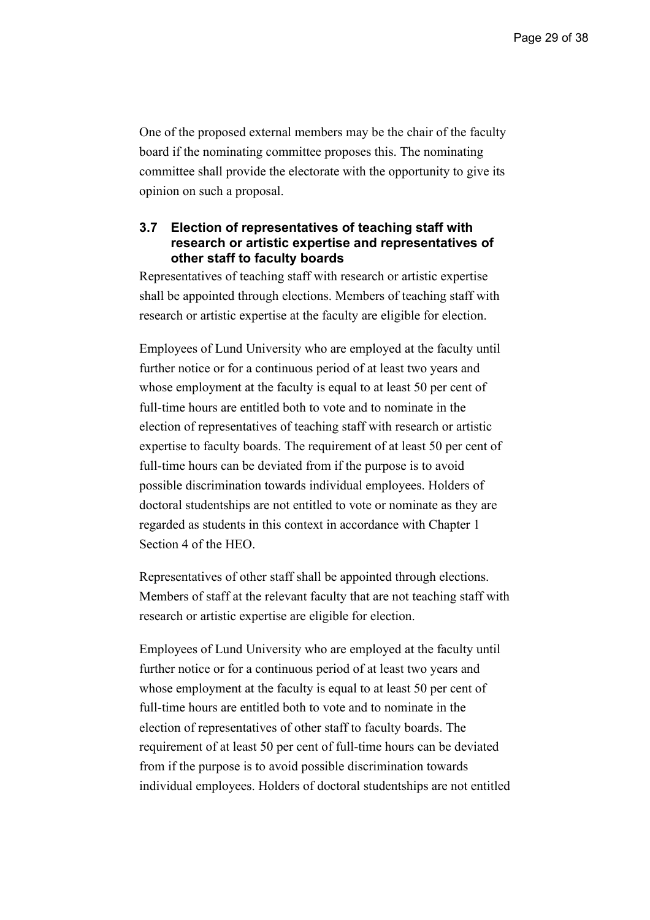One of the proposed external members may be the chair of the faculty board if the nominating committee proposes this. The nominating committee shall provide the electorate with the opportunity to give its opinion on such a proposal.

### 3.7 Election of representatives of teaching staff with research or artistic expertise and representatives of other staff to faculty boards

Representatives of teaching staff with research or artistic expertise shall be appointed through elections. Members of teaching staff with research or artistic expertise at the faculty are eligible for election.

Employees of Lund University who are employed at the faculty until further notice or for a continuous period of at least two years and whose employment at the faculty is equal to at least 50 per cent of full-time hours are entitled both to vote and to nominate in the election of representatives of teaching staff with research or artistic expertise to faculty boards. The requirement of at least 50 per cent of full-time hours can be deviated from if the purpose is to avoid possible discrimination towards individual employees. Holders of doctoral studentships are not entitled to vote or nominate as they are regarded as students in this context in accordance with Chapter 1 Section 4 of the HEO.

Representatives of other staff shall be appointed through elections. Members of staff at the relevant faculty that are not teaching staff with research or artistic expertise are eligible for election.

Employees of Lund University who are employed at the faculty until further notice or for a continuous period of at least two years and whose employment at the faculty is equal to at least 50 per cent of full-time hours are entitled both to vote and to nominate in the election of representatives of other staff to faculty boards. The requirement of at least 50 per cent of full-time hours can be deviated from if the purpose is to avoid possible discrimination towards individual employees. Holders of doctoral studentships are not entitled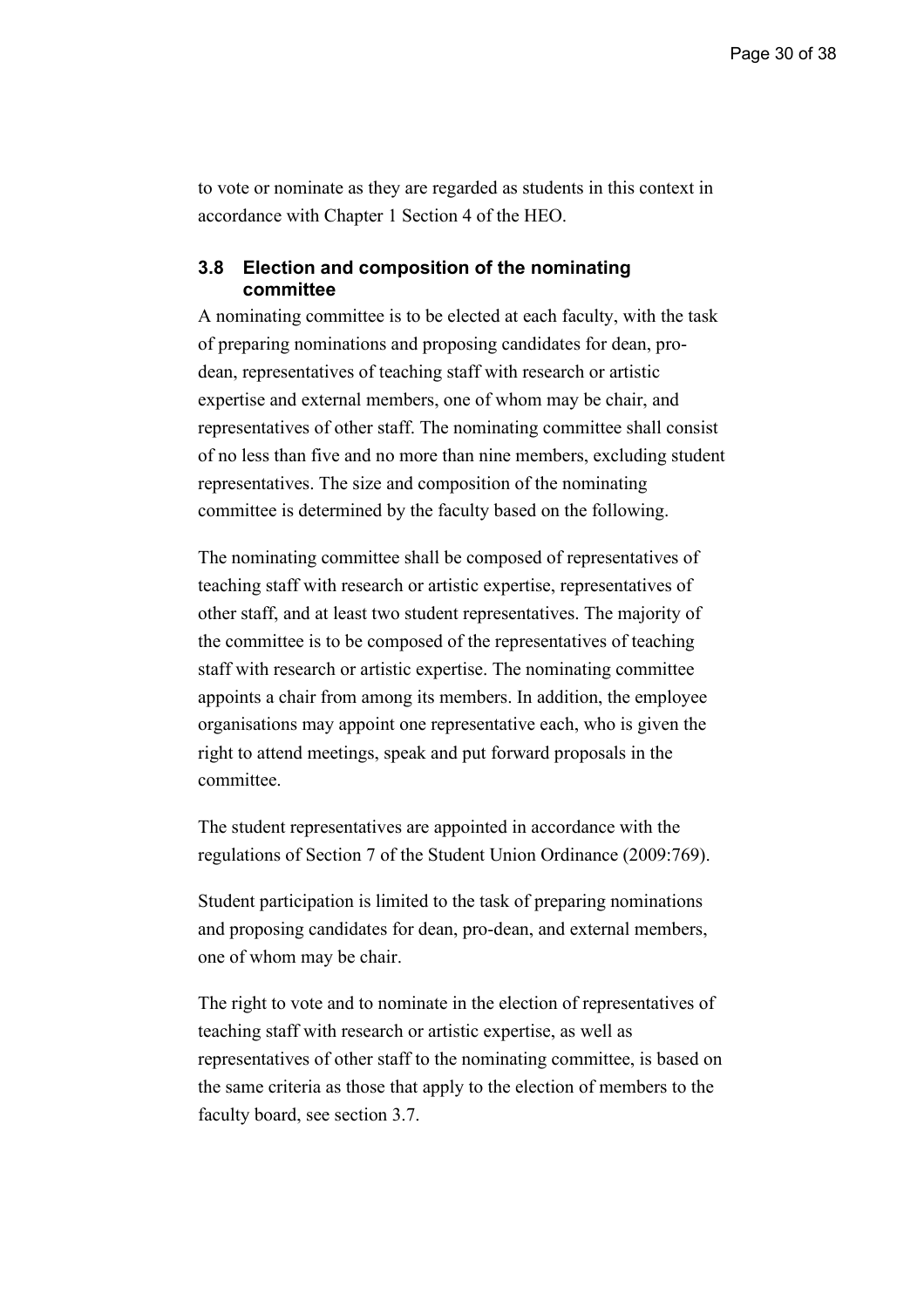to vote or nominate as they are regarded as students in this context in accordance with Chapter 1 Section 4 of the HEO.

### 3.8 Election and composition of the nominating committee

A nominating committee is to be elected at each faculty, with the task of preparing nominations and proposing candidates for dean, pro-dean, representatives of teaching staff with research or artistic expertise and external members, one of whom may be chair, and representatives of other staff. The nominating committee shall consist of no less than five and no more than nine members, excluding student representatives. The size and composition of the nominating committee is determined by the faculty based on the following.

The nominating committee shall be composed of representatives of teaching staff with research or artistic expertise, representatives of other staff, and at least two student representatives. The majority of the committee is to be composed of the representatives of teaching staff with research or artistic expertise. The nominating committee appoints a chair from among its members. In addition, the employee organisations may appoint one representative each, who is given the right to attend meetings, speak and put forward proposals in the committee.

The student representatives are appointed in accordance with the regulations of Section 7 of the Student Union Ordinance (2009:769).

Student participation is limited to the task of preparing nominations and proposing candidates for dean, pro-dean, and external members, one of whom may be chair.

The right to vote and to nominate in the election of representatives of teaching staff with research or artistic expertise, as well as representatives of other staff to the nominating committee, is based on the same criteria as those that apply to the election of members to the faculty board, see section 3.7.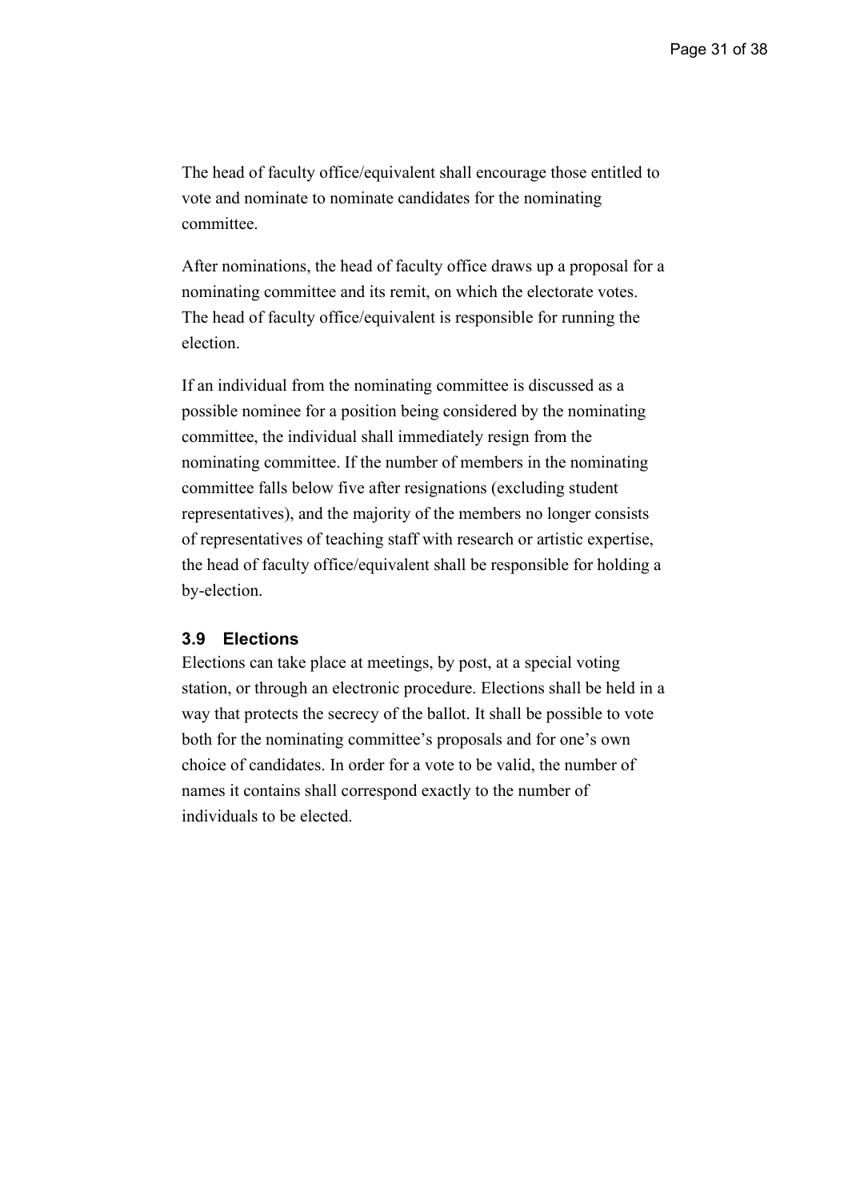The head of faculty office/equivalent shall encourage those entitled to vote and nominate to nominate candidates for the nominating committee.

After nominations, the head of faculty office draws up a proposal for a nominating committee and its remit, on which the electorate votes. The head of faculty office/equivalent is responsible for running the election.

If an individual from the nominating committee is discussed as a possible nominee for a position being considered by the nominating committee, the individual shall immediately resign from the nominating committee. If the number of members in the nominating committee falls below five after resignations (excluding student representatives), and the majority of the members no longer consists of representatives of teaching staff with research or artistic expertise, the head of faculty office/equivalent shall be responsible for holding a by-election.

### 3.9 Elections

Elections can take place at meetings, by post, at a special voting station, or through an electronic procedure. Elections shall be held in a way that protects the secrecy of the ballot. It shall be possible to vote both for the nominating committee's proposals and for one's own choice of candidates. In order for a vote to be valid, the number of names it contains shall correspond exactly to the number of individuals to be elected.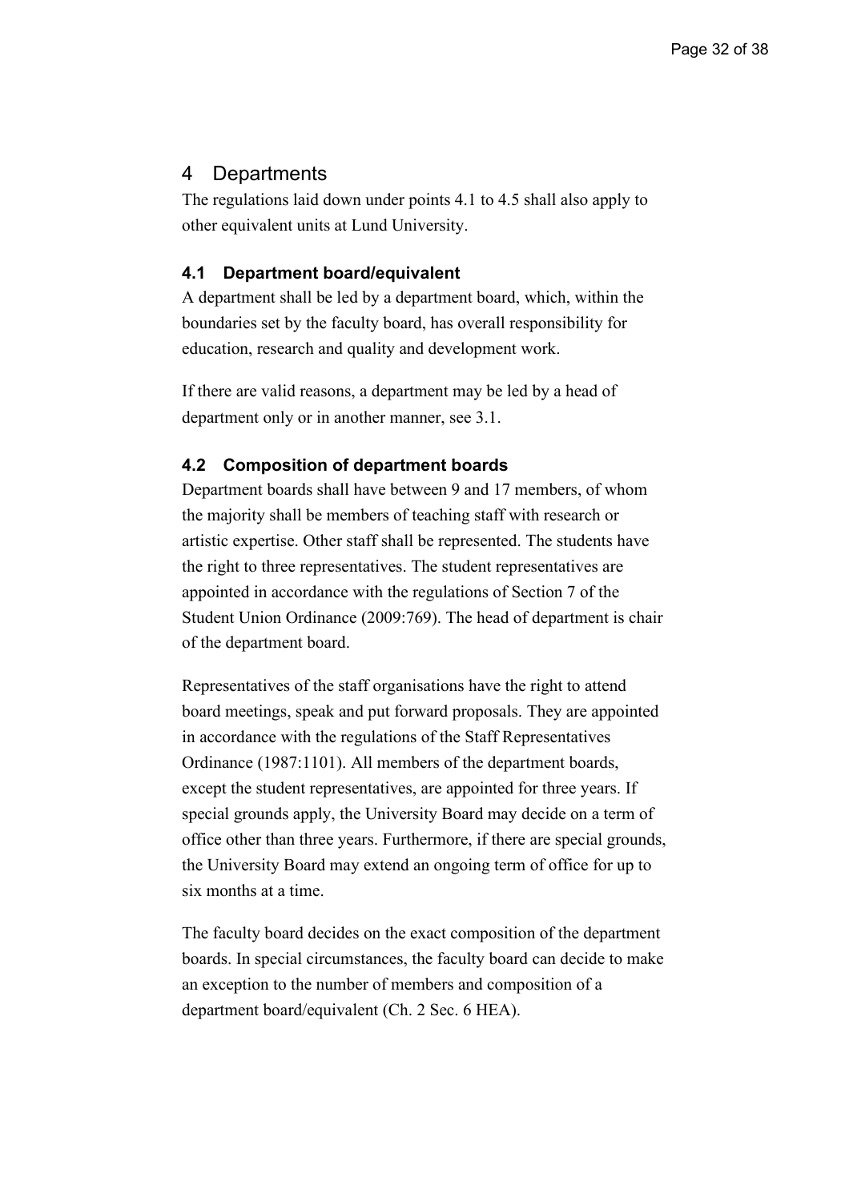# 4 Departments

The regulations laid down under points 4.1 to 4.5 shall also apply to other equivalent units at Lund University.

## 4.1 Department board/equivalent

A department shall be led by a department board, which, within the boundaries set by the faculty board, has overall responsibility for education, research and quality and development work.

If there are valid reasons, a department may be led by a head of department only or in another manner, see 3.1.

## 4.2 Composition of department boards

Department boards shall have between 9 and 17 members, of whom the majority shall be members of teaching staff with research or artistic expertise. Other staff shall be represented. The students have the right to three representatives. The student representatives are appointed in accordance with the regulations of Section 7 of the Student Union Ordinance (2009:769). The head of department is chair of the department board.

Representatives of the staff organisations have the right to attend board meetings, speak and put forward proposals. They are appointed in accordance with the regulations of the Staff Representatives Ordinance (1987:1101). All members of the department boards, except the student representatives, are appointed for three years. If special grounds apply, the University Board may decide on a term of office other than three years. Furthermore, if there are special grounds, the University Board may extend an ongoing term of office for up to six months at a time.

The faculty board decides on the exact composition of the department boards. In special circumstances, the faculty board can decide to make an exception to the number of members and composition of a department board/equivalent (Ch. 2 Sec. 6 HEA).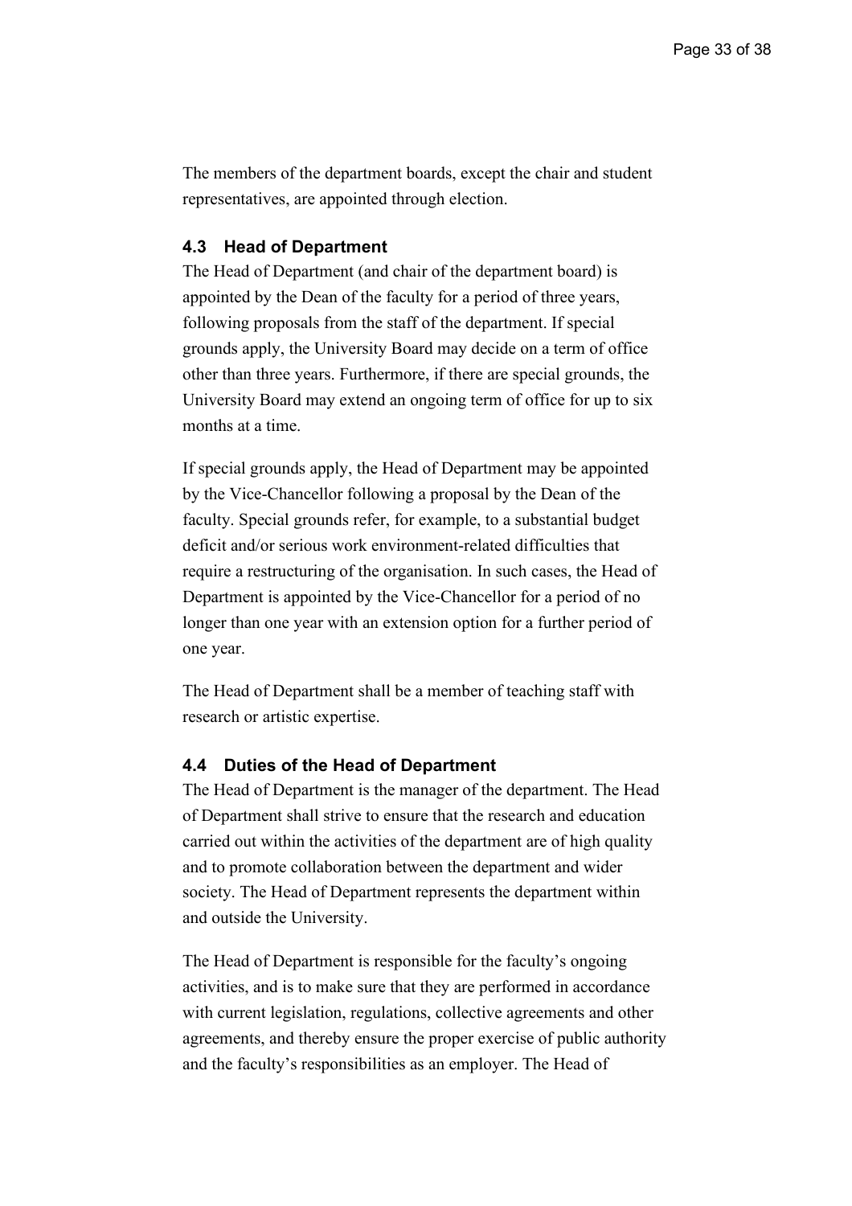The members of the department boards, except the chair and student representatives, are appointed through election.

### 4.3 Head of Department

The Head of Department (and chair of the department board) is appointed by the Dean of the faculty for a period of three years, following proposals from the staff of the department. If special grounds apply, the University Board may decide on a term of office other than three years. Furthermore, if there are special grounds, the University Board may extend an ongoing term of office for up to six months at a time.

If special grounds apply, the Head of Department may be appointed by the Vice-Chancellor following a proposal by the Dean of the faculty. Special grounds refer, for example, to a substantial budget deficit and/or serious work environment-related difficulties that require a restructuring of the organisation. In such cases, the Head of Department is appointed by the Vice-Chancellor for a period of no longer than one year with an extension option for a further period of one year.

The Head of Department shall be a member of teaching staff with research or artistic expertise.

### 4.4 Duties of the Head of Department

The Head of Department is the manager of the department. The Head of Department shall strive to ensure that the research and education carried out within the activities of the department are of high quality and to promote collaboration between the department and wider society. The Head of Department represents the department within and outside the University.

The Head of Department is responsible for the faculty's ongoing activities, and is to make sure that they are performed in accordance with current legislation, regulations, collective agreements and other agreements, and thereby ensure the proper exercise of public authority and the faculty's responsibilities as an employer. The Head of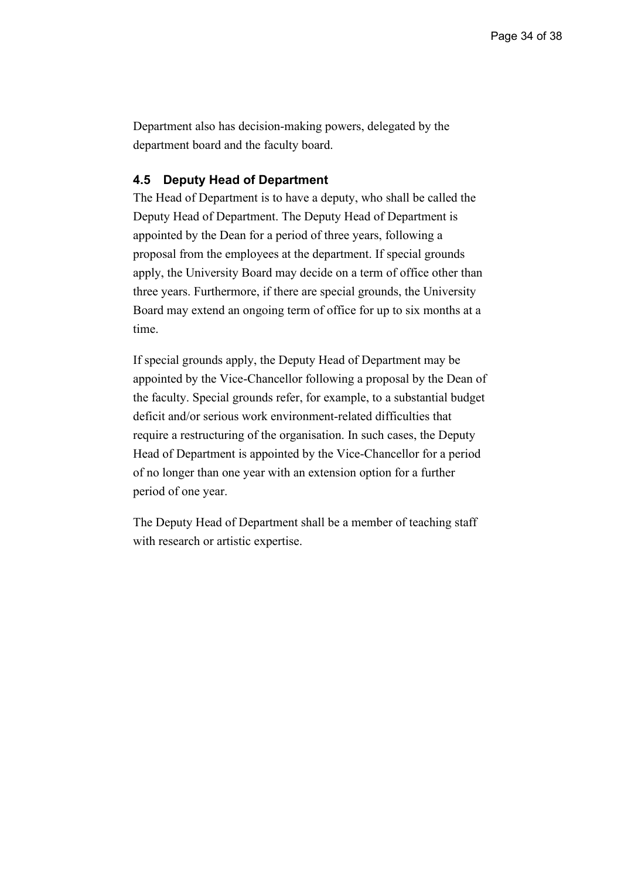Department also has decision-making powers, delegated by the department board and the faculty board.

### 4.5 Deputy Head of Department

The Head of Department is to have a deputy, who shall be called the Deputy Head of Department. The Deputy Head of Department is appointed by the Dean for a period of three years, following a proposal from the employees at the department. If special grounds apply, the University Board may decide on a term of office other than three years. Furthermore, if there are special grounds, the University Board may extend an ongoing term of office for up to six months at a time.

If special grounds apply, the Deputy Head of Department may be appointed by the Vice-Chancellor following a proposal by the Dean of the faculty. Special grounds refer, for example, to a substantial budget deficit and/or serious work environment-related difficulties that require a restructuring of the organisation. In such cases, the Deputy Head of Department is appointed by the Vice-Chancellor for a period of no longer than one year with an extension option for a further period of one year.

The Deputy Head of Department shall be a member of teaching staff with research or artistic expertise.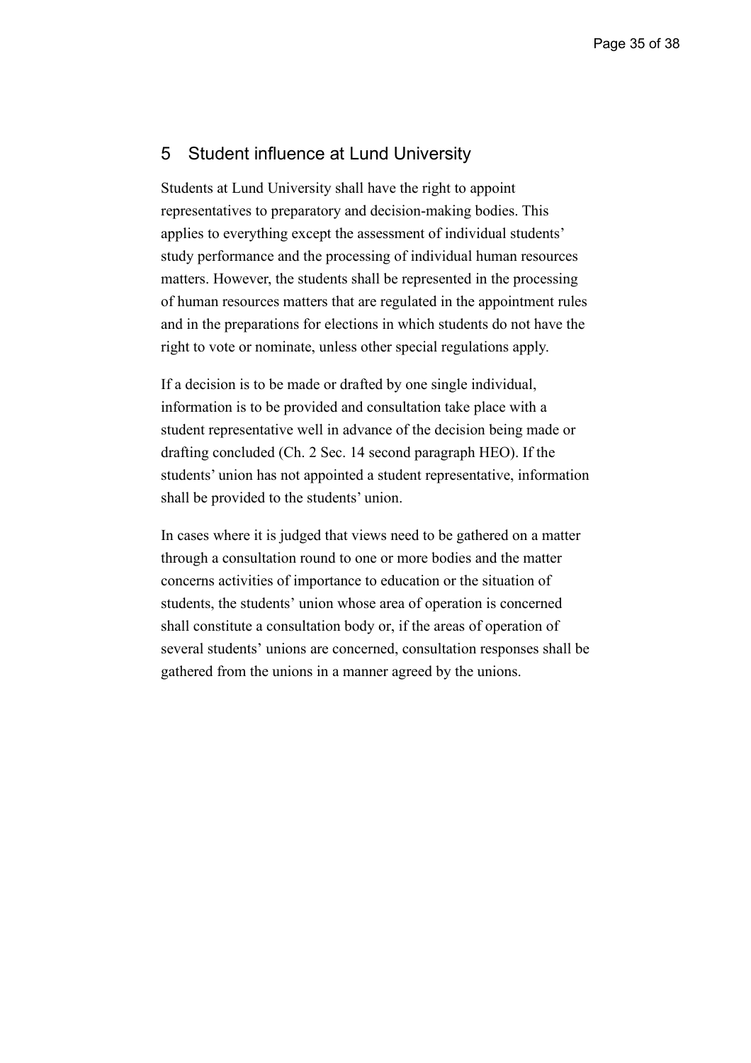## 5 Student influence at Lund University

Students at Lund University shall have the right to appoint representatives to preparatory and decision-making bodies. This applies to everything except the assessment of individual students' study performance and the processing of individual human resources matters. However, the students shall be represented in the processing of human resources matters that are regulated in the appointment rules and in the preparations for elections in which students do not have the right to vote or nominate, unless other special regulations apply.

If a decision is to be made or drafted by one single individual, information is to be provided and consultation take place with a student representative well in advance of the decision being made or drafting concluded (Ch. 2 Sec. 14 second paragraph HEO). If the students' union has not appointed a student representative, information shall be provided to the students' union.

In cases where it is judged that views need to be gathered on a matter through a consultation round to one or more bodies and the matter concerns activities of importance to education or the situation of students, the students' union whose area of operation is concerned shall constitute a consultation body or, if the areas of operation of several students' unions are concerned, consultation responses shall be gathered from the unions in a manner agreed by the unions.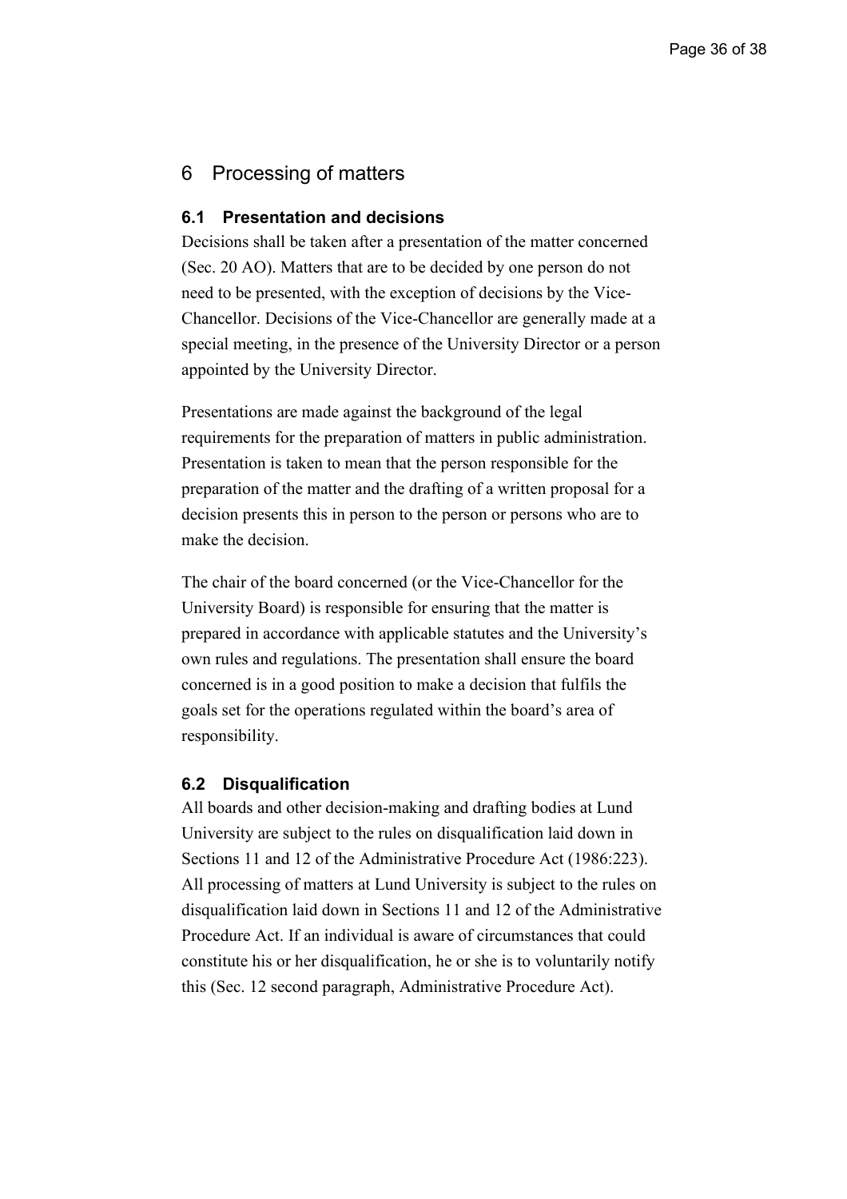# 6 Processing of matters

## 6.1 Presentation and decisions

Decisions shall be taken after a presentation of the matter concerned (Sec. 20 AO). Matters that are to be decided by one person do not need to be presented, with the exception of decisions by the Vice-Chancellor. Decisions of the Vice-Chancellor are generally made at a special meeting, in the presence of the University Director or a person appointed by the University Director.

Presentations are made against the background of the legal requirements for the preparation of matters in public administration. Presentation is taken to mean that the person responsible for the preparation of the matter and the drafting of a written proposal for a decision presents this in person to the person or persons who are to make the decision.

The chair of the board concerned (or the Vice-Chancellor for the University Board) is responsible for ensuring that the matter is prepared in accordance with applicable statutes and the University's own rules and regulations. The presentation shall ensure the board concerned is in a good position to make a decision that fulfils the goals set for the operations regulated within the board's area of responsibility.

## 6.2 Disqualification

All boards and other decision-making and drafting bodies at Lund University are subject to the rules on disqualification laid down in Sections 11 and 12 of the Administrative Procedure Act (1986:223). All processing of matters at Lund University is subject to the rules on disqualification laid down in Sections 11 and 12 of the Administrative Procedure Act. If an individual is aware of circumstances that could constitute his or her disqualification, he or she is to voluntarily notify this (Sec. 12 second paragraph, Administrative Procedure Act).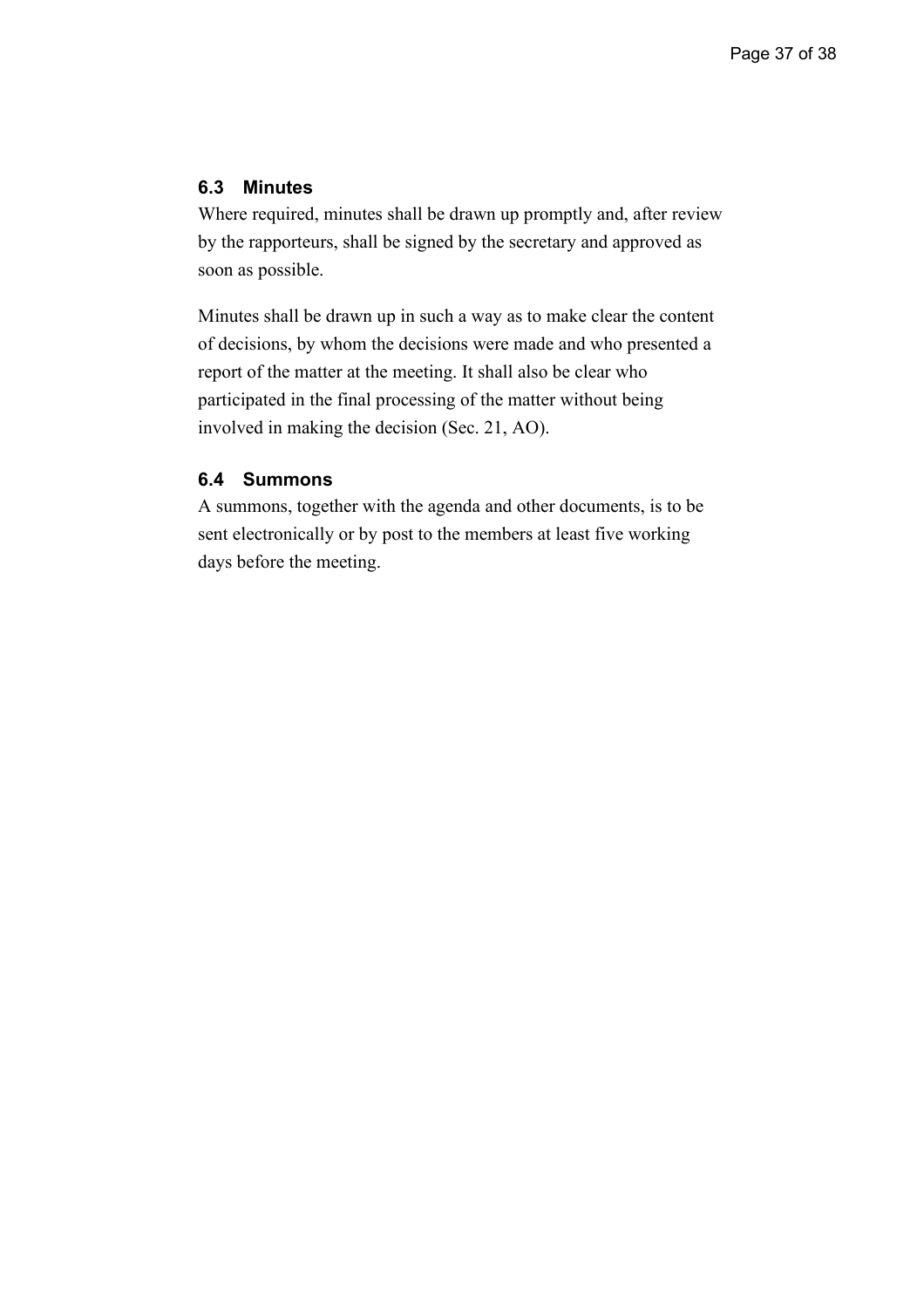### 6.3 Minutes

Where required, minutes shall be drawn up promptly and, after review by the rapporteurs, shall be signed by the secretary and approved as soon as possible.

Minutes shall be drawn up in such a way as to make clear the content of decisions, by whom the decisions were made and who presented a report of the matter at the meeting. It shall also be clear who participated in the final processing of the matter without being involved in making the decision (Sec. 21, AO).

### 6.4 Summons

A summons, together with the agenda and other documents, is to be sent electronically or by post to the members at least five working days before the meeting.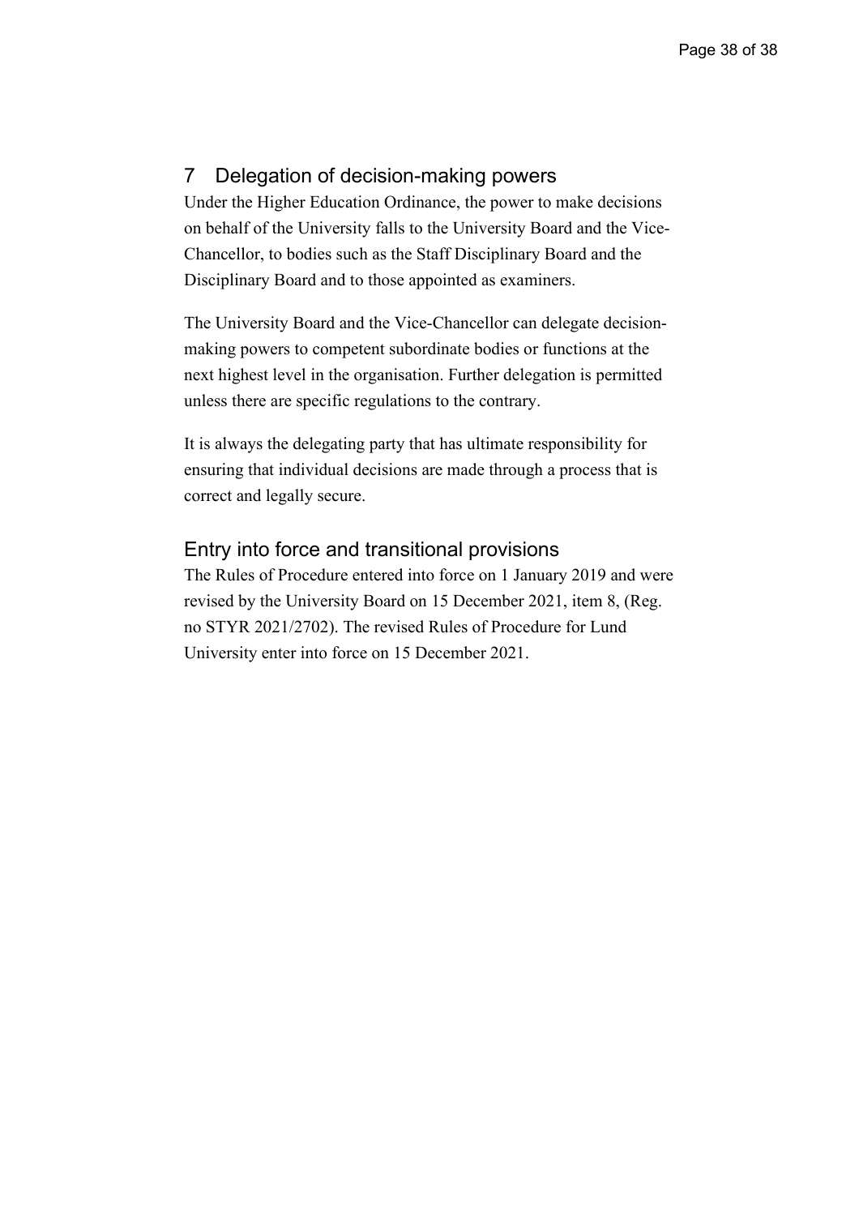## 7 Delegation of decision-making powers

Under the Higher Education Ordinance, the power to make decisions on behalf of the University falls to the University Board and the Vice-Chancellor, to bodies such as the Staff Disciplinary Board and the Disciplinary Board and to those appointed as examiners.

The University Board and the Vice-Chancellor can delegate decision-making powers to competent subordinate bodies or functions at the next highest level in the organisation. Further delegation is permitted unless there are specific regulations to the contrary.

It is always the delegating party that has ultimate responsibility for ensuring that individual decisions are made through a process that is correct and legally secure.

## Entry into force and transitional provisions

The Rules of Procedure entered into force on 1 January 2019 and were revised by the University Board on 15 December 2021, item 8, (Reg. no STYR 2021/2702). The revised Rules of Procedure for Lund University enter into force on 15 December 2021.